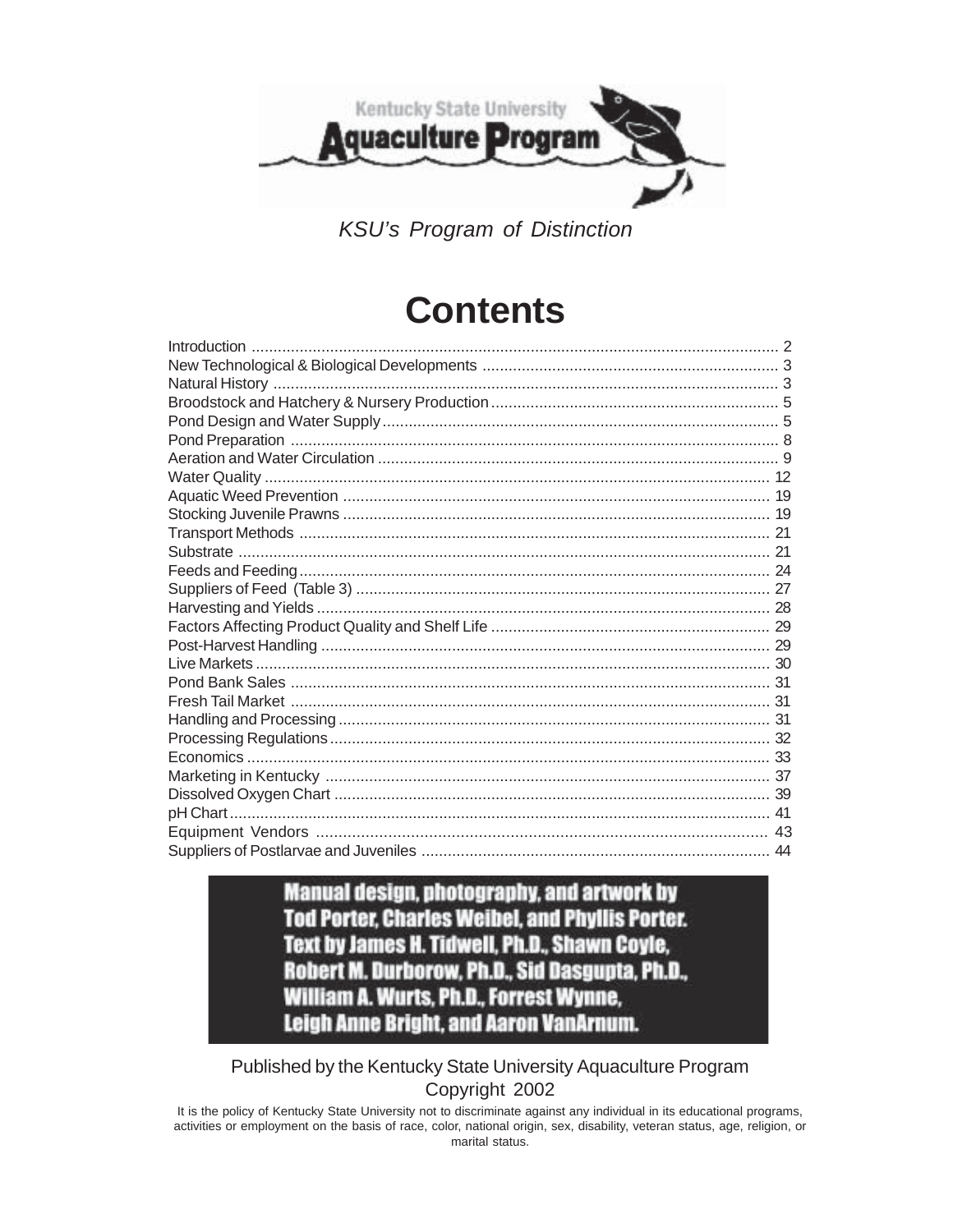Kentucky State University

**Aquaculture Program**

*KSU's Program of Distinction*

# Contents

| | |
|---|---|
| Introduction | 2 |
| New Technological & Biological Developments | 3 |
| Natural History | 3 |
| Broodstock and Hatchery & Nursery Production | 5 |
| Pond Design and Water Supply | 5 |
| Pond Preparation | 8 |
| Aeration and Water Circulation | 9 |
| Water Quality | 12 |
| Aquatic Weed Prevention | 19 |
| Stocking Juvenile Prawns | 19 |
| Transport Methods | 21 |
| Substrate | 21 |
| Feeds and Feeding | 24 |
| Suppliers of Feed (Table 3) | 27 |
| Harvesting and Yields | 28 |
| Factors Affecting Product Quality and Shelf Life | 29 |
| Post-Harvest Handling | 29 |
| Live Markets | 30 |
| Pond Bank Sales | 31 |
| Fresh Tail Market | 31 |
| Handling and Processing | 31 |
| Processing Regulations | 32 |
| Economics | 33 |
| Marketing in Kentucky | 37 |
| Dissolved Oxygen Chart | 39 |
| pH Chart | 41 |
| Equipment Vendors | 43 |
| Suppliers of Postlarvae and Juveniles | 44 |

**Manual design, photography, and artwork by Tod Porter, Charles Weibel, and Phyllis Porter. Text by James H. Tidwell, Ph.D., Shawn Coyle, Robert M. Durborow, Ph.D., Sid Dasgupta, Ph.D., William A. Wurts, Ph.D., Forrest Wynne, Leigh Anne Bright, and Aaron VanArnum.**

Published by the Kentucky State University Aquaculture Program
Copyright 2002

It is the policy of Kentucky State University not to discriminate against any individual in its educational programs, activities or employment on the basis of race, color, national origin, sex, disability, veteran status, age, religion, or marital status.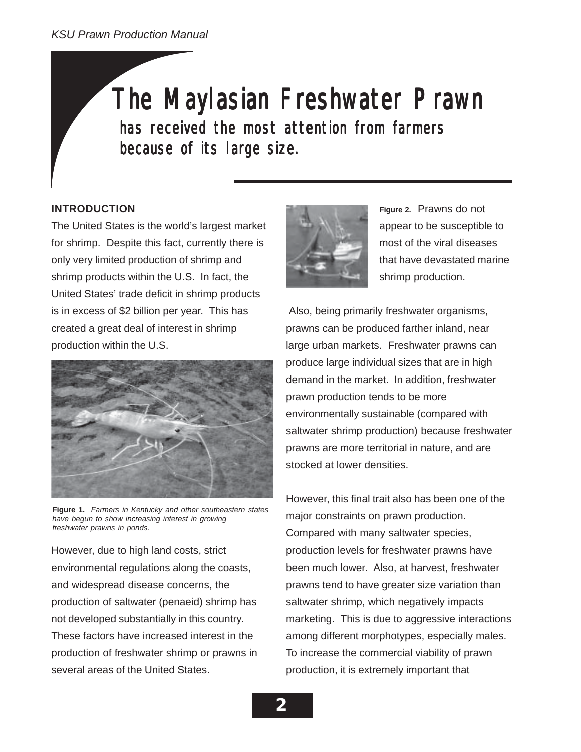# The Maylasian Freshwater Prawn

## has received the most attention from farmers because of its large size.

**INTRODUCTION**

The United States is the world's largest market for shrimp. Despite this fact, currently there is only very limited production of shrimp and shrimp products within the U.S. In fact, the United States' trade deficit in shrimp products is in excess of $2 billion per year. This has created a great deal of interest in shrimp production within the U.S.

**Figure 1.** *Farmers in Kentucky and other southeastern states have begun to show increasing interest in growing freshwater prawns in ponds.*

However, due to high land costs, strict environmental regulations along the coasts, and widespread disease concerns, the production of saltwater (penaeid) shrimp has not developed substantially in this country. These factors have increased interest in the production of freshwater shrimp or prawns in several areas of the United States.

**Figure 2.** Prawns do not appear to be susceptible to most of the viral diseases that have devastated marine shrimp production.

Also, being primarily freshwater organisms, prawns can be produced farther inland, near large urban markets. Freshwater prawns can produce large individual sizes that are in high demand in the market. In addition, freshwater prawn production tends to be more environmentally sustainable (compared with saltwater shrimp production) because freshwater prawns are more territorial in nature, and are stocked at lower densities.

However, this final trait also has been one of the major constraints on prawn production. Compared with many saltwater species, production levels for freshwater prawns have been much lower. Also, at harvest, freshwater prawns tend to have greater size variation than saltwater shrimp, which negatively impacts marketing. This is due to aggressive interactions among different morphotypes, especially males. To increase the commercial viability of prawn production, it is extremely important that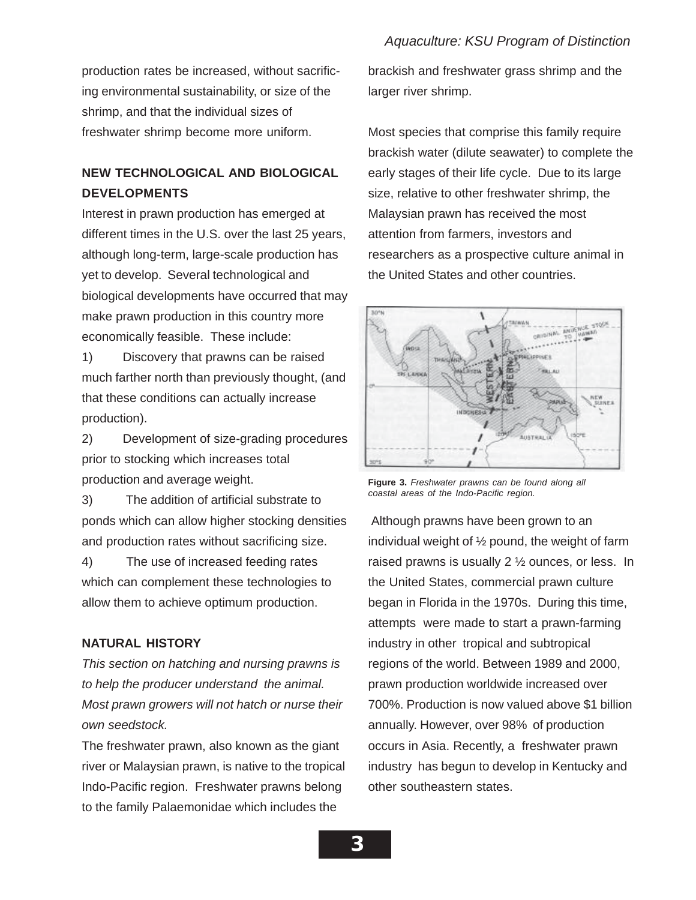production rates be increased, without sacrificing environmental sustainability, or size of the shrimp, and that the individual sizes of freshwater shrimp become more uniform.

## NEW TECHNOLOGICAL AND BIOLOGICAL DEVELOPMENTS

Interest in prawn production has emerged at different times in the U.S. over the last 25 years, although long-term, large-scale production has yet to develop. Several technological and biological developments have occurred that may make prawn production in this country more economically feasible. These include:

1) Discovery that prawns can be raised much farther north than previously thought, (and that these conditions can actually increase production).

2) Development of size-grading procedures prior to stocking which increases total production and average weight.

3) The addition of artificial substrate to ponds which can allow higher stocking densities and production rates without sacrificing size.

4) The use of increased feeding rates which can complement these technologies to allow them to achieve optimum production.

## NATURAL HISTORY

*This section on hatching and nursing prawns is to help the producer understand the animal. Most prawn growers will not hatch or nurse their own seedstock.*

The freshwater prawn, also known as the giant river or Malaysian prawn, is native to the tropical Indo-Pacific region. Freshwater prawns belong to the family Palaemonidae which includes the brackish and freshwater grass shrimp and the larger river shrimp.

Most species that comprise this family require brackish water (dilute seawater) to complete the early stages of their life cycle. Due to its large size, relative to other freshwater shrimp, the Malaysian prawn has received the most attention from farmers, investors and researchers as a prospective culture animal in the United States and other countries.

**Figure 3.** *Freshwater prawns can be found along all coastal areas of the Indo-Pacific region.*

Although prawns have been grown to an individual weight of ½ pound, the weight of farm raised prawns is usually 2 ½ ounces, or less. In the United States, commercial prawn culture began in Florida in the 1970s. During this time, attempts were made to start a prawn-farming industry in other tropical and subtropical regions of the world. Between 1989 and 2000, prawn production worldwide increased over 700%. Production is now valued above $1 billion annually. However, over 98% of production occurs in Asia. Recently, a freshwater prawn industry has begun to develop in Kentucky and other southeastern states.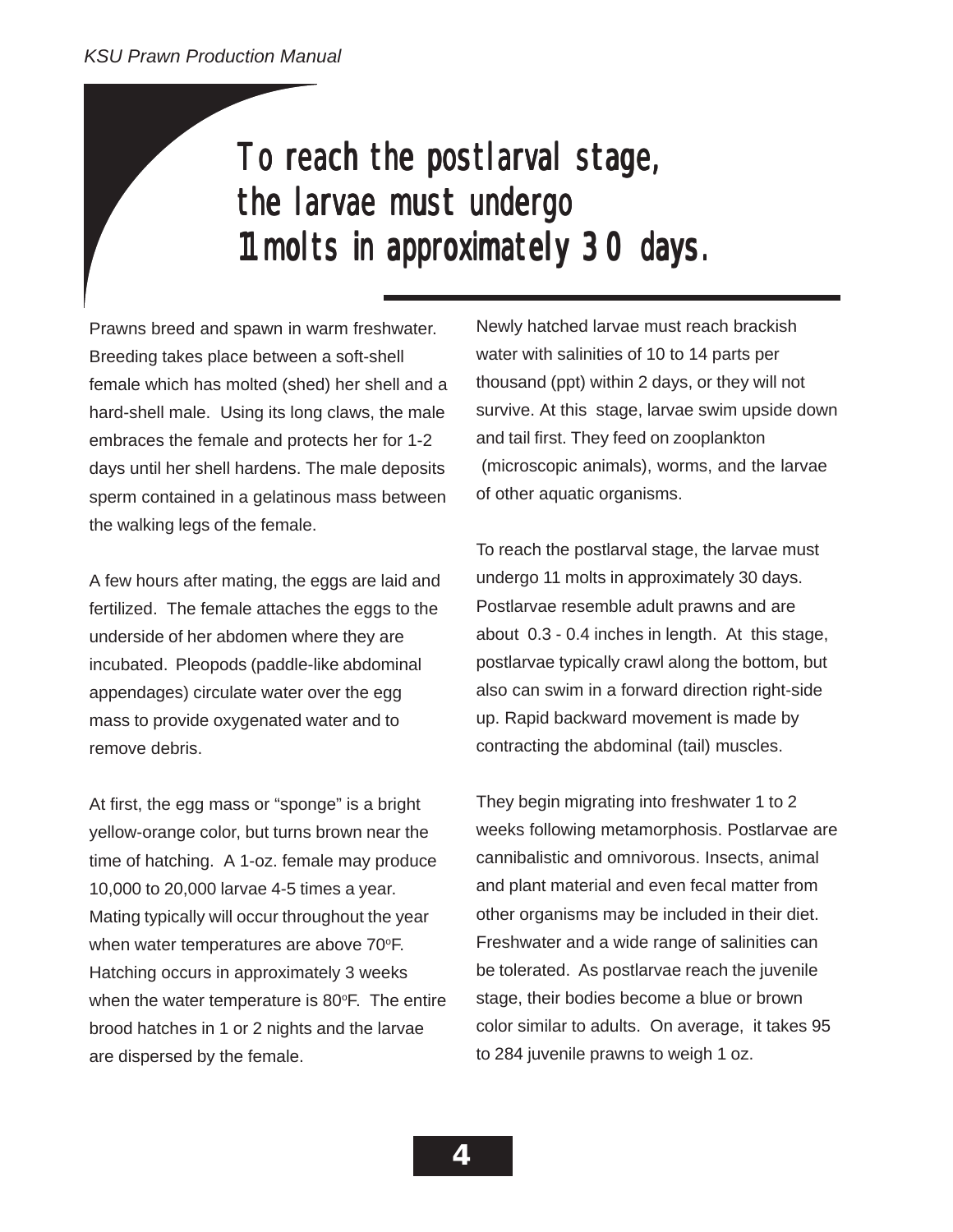> **To reach the postlarval stage, the larvae must undergo 11 molts in approximately 30 days.**

Prawns breed and spawn in warm freshwater. Breeding takes place between a soft-shell female which has molted (shed) her shell and a hard-shell male. Using its long claws, the male embraces the female and protects her for 1-2 days until her shell hardens. The male deposits sperm contained in a gelatinous mass between the walking legs of the female.

A few hours after mating, the eggs are laid and fertilized. The female attaches the eggs to the underside of her abdomen where they are incubated. Pleopods (paddle-like abdominal appendages) circulate water over the egg mass to provide oxygenated water and to remove debris.

At first, the egg mass or "sponge" is a bright yellow-orange color, but turns brown near the time of hatching. A 1-oz. female may produce 10,000 to 20,000 larvae 4-5 times a year. Mating typically will occur throughout the year when water temperatures are above 70°F. Hatching occurs in approximately 3 weeks when the water temperature is 80°F. The entire brood hatches in 1 or 2 nights and the larvae are dispersed by the female.

Newly hatched larvae must reach brackish water with salinities of 10 to 14 parts per thousand (ppt) within 2 days, or they will not survive. At this stage, larvae swim upside down and tail first. They feed on zooplankton (microscopic animals), worms, and the larvae of other aquatic organisms.

To reach the postlarval stage, the larvae must undergo 11 molts in approximately 30 days. Postlarvae resemble adult prawns and are about 0.3 - 0.4 inches in length. At this stage, postlarvae typically crawl along the bottom, but also can swim in a forward direction right-side up. Rapid backward movement is made by contracting the abdominal (tail) muscles.

They begin migrating into freshwater 1 to 2 weeks following metamorphosis. Postlarvae are cannibalistic and omnivorous. Insects, animal and plant material and even fecal matter from other organisms may be included in their diet. Freshwater and a wide range of salinities can be tolerated. As postlarvae reach the juvenile stage, their bodies become a blue or brown color similar to adults. On average, it takes 95 to 284 juvenile prawns to weigh 1 oz.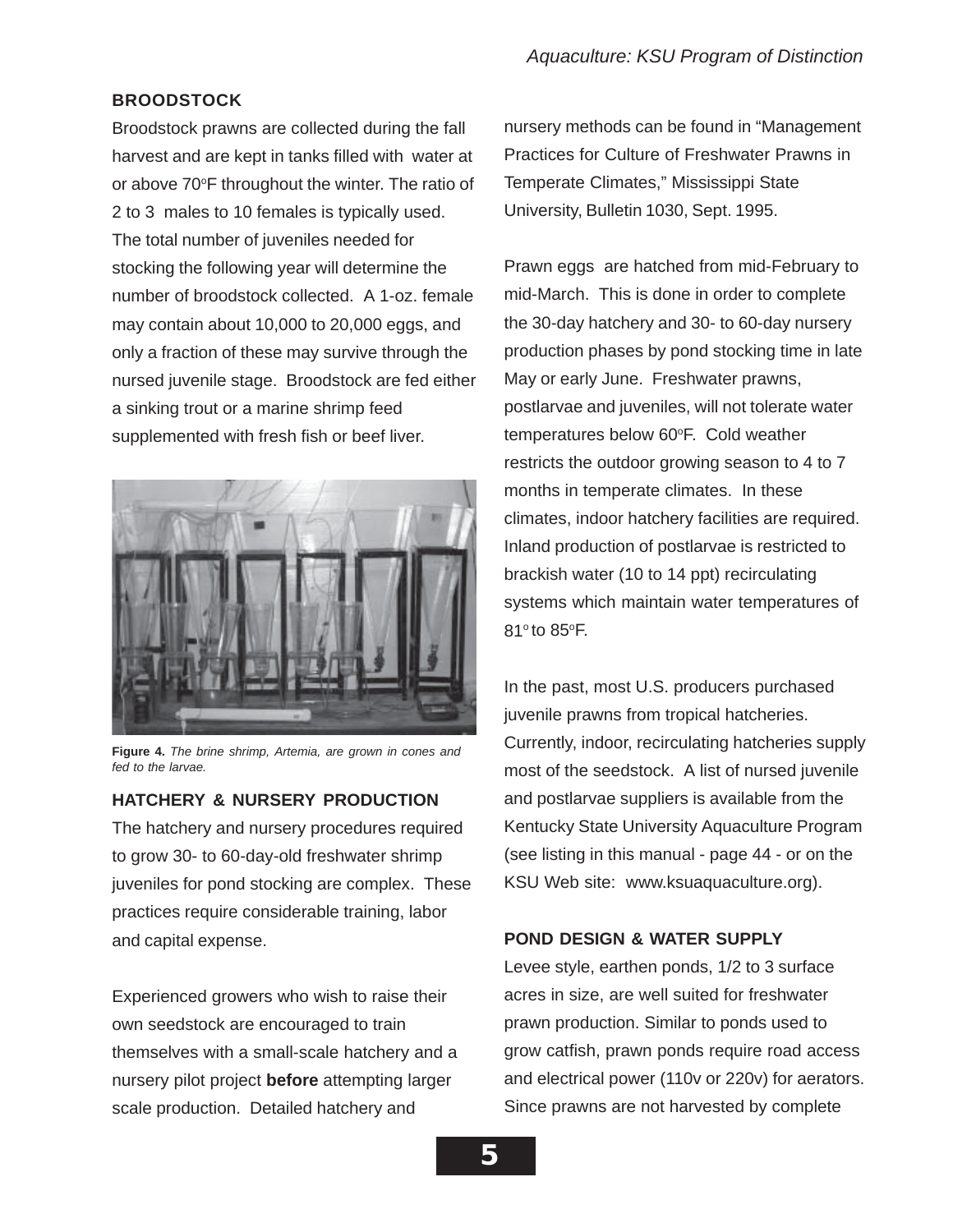## BROODSTOCK

Broodstock prawns are collected during the fall harvest and are kept in tanks filled with water at or above 70°F throughout the winter. The ratio of 2 to 3 males to 10 females is typically used. The total number of juveniles needed for stocking the following year will determine the number of broodstock collected. A 1-oz. female may contain about 10,000 to 20,000 eggs, and only a fraction of these may survive through the nursed juvenile stage. Broodstock are fed either a sinking trout or a marine shrimp feed supplemented with fresh fish or beef liver.

**Figure 4.** *The brine shrimp, Artemia, are grown in cones and fed to the larvae.*

## HATCHERY & NURSERY PRODUCTION

The hatchery and nursery procedures required to grow 30- to 60-day-old freshwater shrimp juveniles for pond stocking are complex. These practices require considerable training, labor and capital expense.

Experienced growers who wish to raise their own seedstock are encouraged to train themselves with a small-scale hatchery and a nursery pilot project **before** attempting larger scale production. Detailed hatchery and nursery methods can be found in "Management Practices for Culture of Freshwater Prawns in Temperate Climates," Mississippi State University, Bulletin 1030, Sept. 1995.

Prawn eggs are hatched from mid-February to mid-March. This is done in order to complete the 30-day hatchery and 30- to 60-day nursery production phases by pond stocking time in late May or early June. Freshwater prawns, postlarvae and juveniles, will not tolerate water temperatures below 60°F. Cold weather restricts the outdoor growing season to 4 to 7 months in temperate climates. In these climates, indoor hatchery facilities are required. Inland production of postlarvae is restricted to brackish water (10 to 14 ppt) recirculating systems which maintain water temperatures of 81° to 85°F.

In the past, most U.S. producers purchased juvenile prawns from tropical hatcheries. Currently, indoor, recirculating hatcheries supply most of the seedstock. A list of nursed juvenile and postlarvae suppliers is available from the Kentucky State University Aquaculture Program (see listing in this manual - page 44 - or on the KSU Web site: www.ksuaquaculture.org).

## POND DESIGN & WATER SUPPLY

Levee style, earthen ponds, 1/2 to 3 surface acres in size, are well suited for freshwater prawn production. Similar to ponds used to grow catfish, prawn ponds require road access and electrical power (110v or 220v) for aerators. Since prawns are not harvested by complete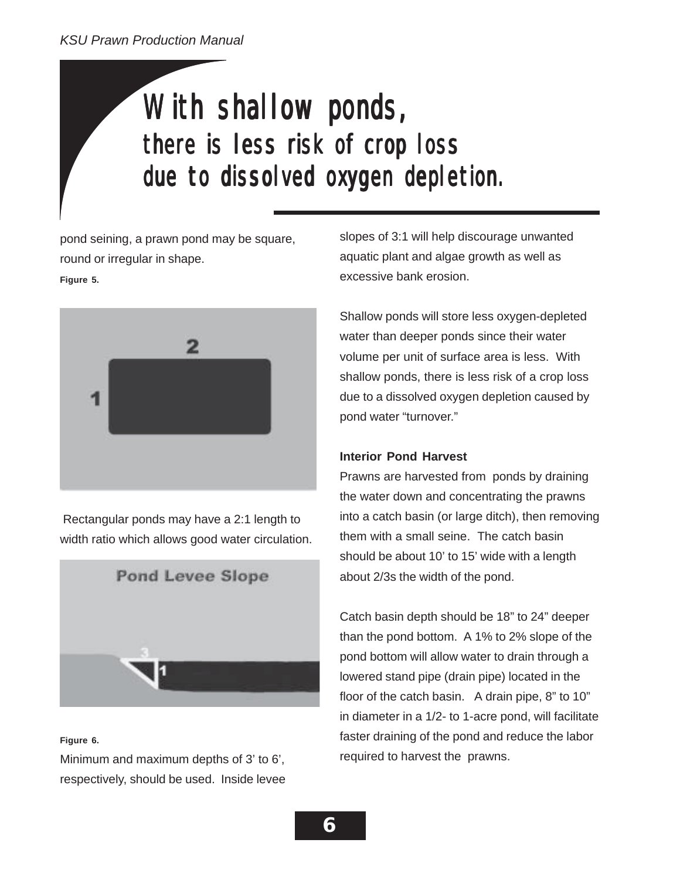## With shallow ponds, there is less risk of crop loss due to dissolved oxygen depletion.

pond seining, a prawn pond may be square, round or irregular in shape.

**Figure 5.**

Rectangular ponds may have a 2:1 length to width ratio which allows good water circulation.

**Figure 6.**

Minimum and maximum depths of 3' to 6', respectively, should be used. Inside levee slopes of 3:1 will help discourage unwanted aquatic plant and algae growth as well as excessive bank erosion.

Shallow ponds will store less oxygen-depleted water than deeper ponds since their water volume per unit of surface area is less. With shallow ponds, there is less risk of a crop loss due to a dissolved oxygen depletion caused by pond water "turnover."

**Interior Pond Harvest**

Prawns are harvested from ponds by draining the water down and concentrating the prawns into a catch basin (or large ditch), then removing them with a small seine. The catch basin should be about 10' to 15' wide with a length about 2/3s the width of the pond.

Catch basin depth should be 18" to 24" deeper than the pond bottom. A 1% to 2% slope of the pond bottom will allow water to drain through a lowered stand pipe (drain pipe) located in the floor of the catch basin. A drain pipe, 8" to 10" in diameter in a 1/2- to 1-acre pond, will facilitate faster draining of the pond and reduce the labor required to harvest the prawns.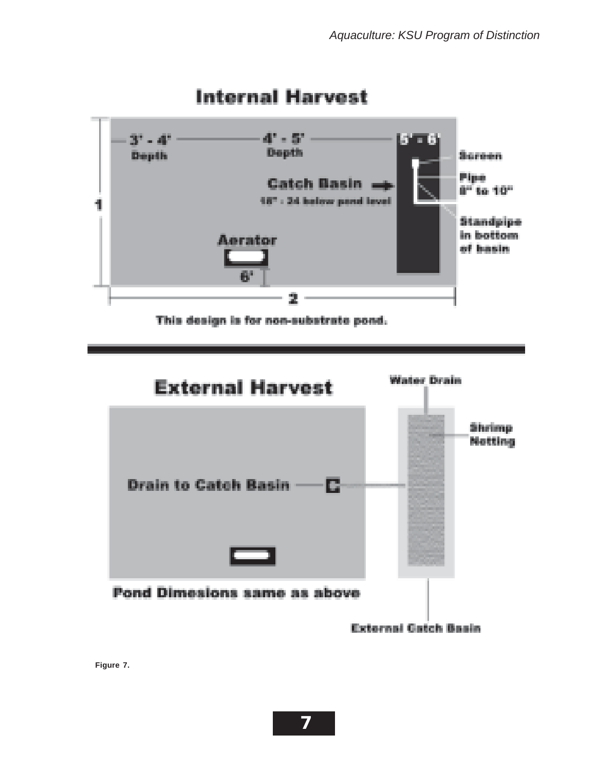## Internal Harvest

3' - 4' Depth

4' - 5' Depth

5' - 6'

Catch Basin →

18" - 24 below pond level

Screen

Pipe 8" to 10"

Standpipe in bottom of basin

Aerator

6'

1

2

This design is for non-substrate pond.

## External Harvest

Water Drain

Shrimp Netting

Drain to Catch Basin

Pond Dimesions same as above

External Catch Basin

**Figure 7.**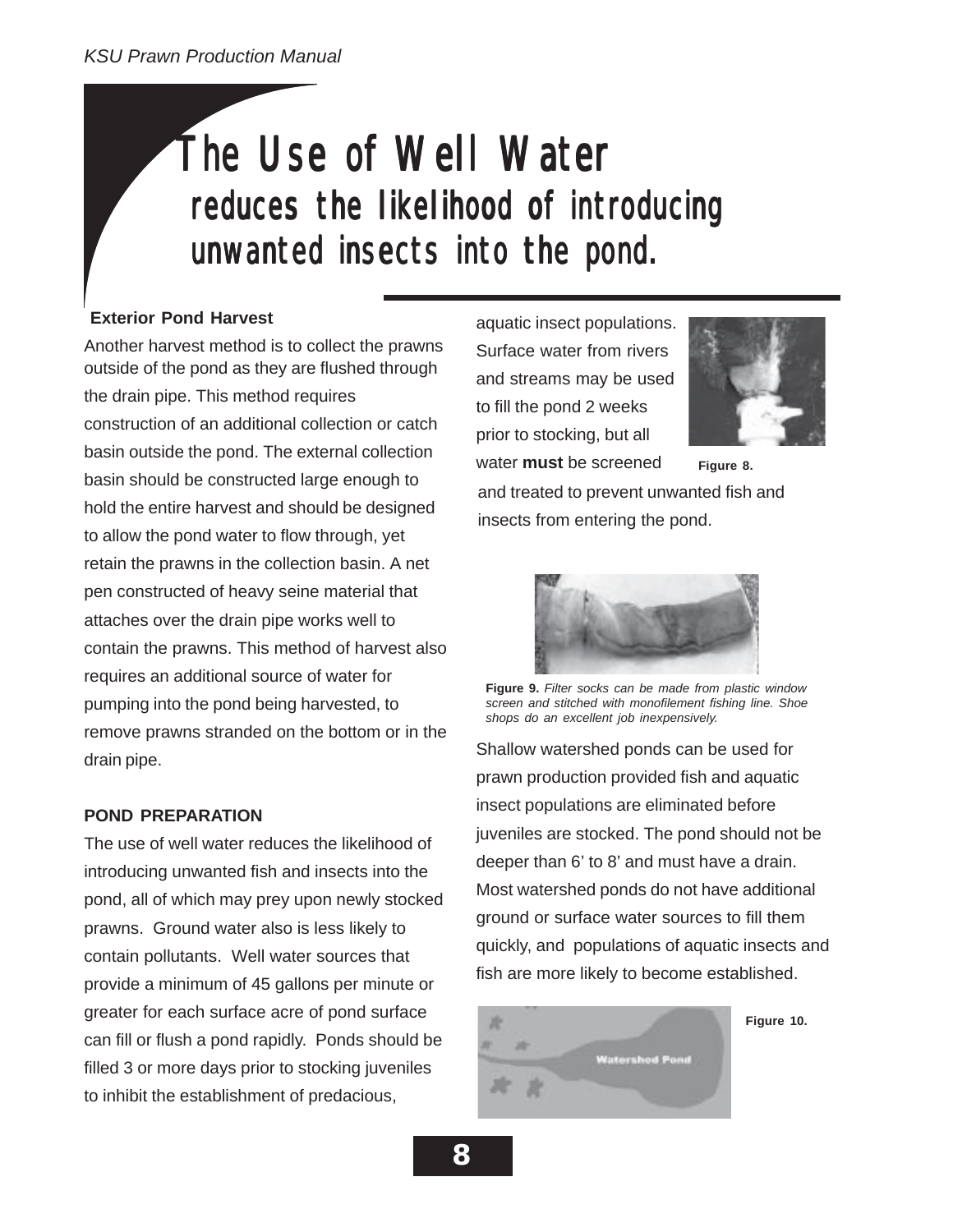# The Use of Well Water

## reduces the likelihood of introducing unwanted insects into the pond.

**Exterior Pond Harvest**

Another harvest method is to collect the prawns outside of the pond as they are flushed through the drain pipe. This method requires construction of an additional collection or catch basin outside the pond. The external collection basin should be constructed large enough to hold the entire harvest and should be designed to allow the pond water to flow through, yet retain the prawns in the collection basin. A net pen constructed of heavy seine material that attaches over the drain pipe works well to contain the prawns. This method of harvest also requires an additional source of water for pumping into the pond being harvested, to remove prawns stranded on the bottom or in the drain pipe.

**POND PREPARATION**

The use of well water reduces the likelihood of introducing unwanted fish and insects into the pond, all of which may prey upon newly stocked prawns. Ground water also is less likely to contain pollutants. Well water sources that provide a minimum of 45 gallons per minute or greater for each surface acre of pond surface can fill or flush a pond rapidly. Ponds should be filled 3 or more days prior to stocking juveniles to inhibit the establishment of predacious, aquatic insect populations. Surface water from rivers and streams may be used to fill the pond 2 weeks prior to stocking, but all water **must** be screened and treated to prevent unwanted fish and insects from entering the pond.

**Figure 8.**

**Figure 9.** *Filter socks can be made from plastic window screen and stitched with monofilement fishing line. Shoe shops do an excellent job inexpensively.*

Shallow watershed ponds can be used for prawn production provided fish and aquatic insect populations are eliminated before juveniles are stocked. The pond should not be deeper than 6' to 8' and must have a drain. Most watershed ponds do not have additional ground or surface water sources to fill them quickly, and populations of aquatic insects and fish are more likely to become established.

**Figure 10.**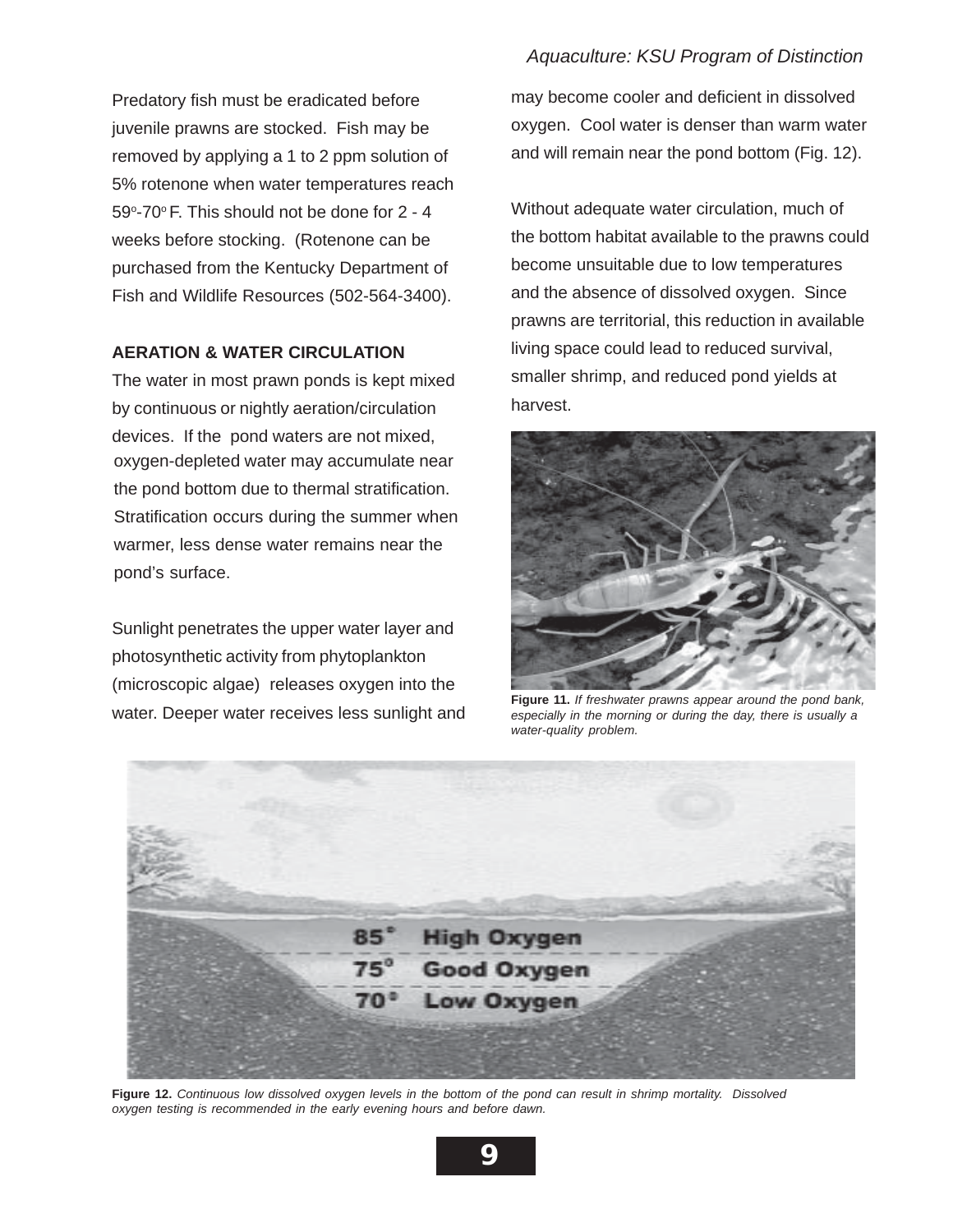Predatory fish must be eradicated before juvenile prawns are stocked. Fish may be removed by applying a 1 to 2 ppm solution of 5% rotenone when water temperatures reach 59°-70° F. This should not be done for 2 - 4 weeks before stocking. (Rotenone can be purchased from the Kentucky Department of Fish and Wildlife Resources (502-564-3400).

**AERATION & WATER CIRCULATION**

The water in most prawn ponds is kept mixed by continuous or nightly aeration/circulation devices. If the pond waters are not mixed, oxygen-depleted water may accumulate near the pond bottom due to thermal stratification. Stratification occurs during the summer when warmer, less dense water remains near the pond's surface.

Sunlight penetrates the upper water layer and photosynthetic activity from phytoplankton (microscopic algae) releases oxygen into the water. Deeper water receives less sunlight and may become cooler and deficient in dissolved oxygen. Cool water is denser than warm water and will remain near the pond bottom (Fig. 12).

Without adequate water circulation, much of the bottom habitat available to the prawns could become unsuitable due to low temperatures and the absence of dissolved oxygen. Since prawns are territorial, this reduction in available living space could lead to reduced survival, smaller shrimp, and reduced pond yields at harvest.

**Figure 11.** *If freshwater prawns appear around the pond bank, especially in the morning or during the day, there is usually a water-quality problem.*

85° High Oxygen
75° Good Oxygen
70° Low Oxygen

**Figure 12.** *Continuous low dissolved oxygen levels in the bottom of the pond can result in shrimp mortality. Dissolved oxygen testing is recommended in the early evening hours and before dawn.*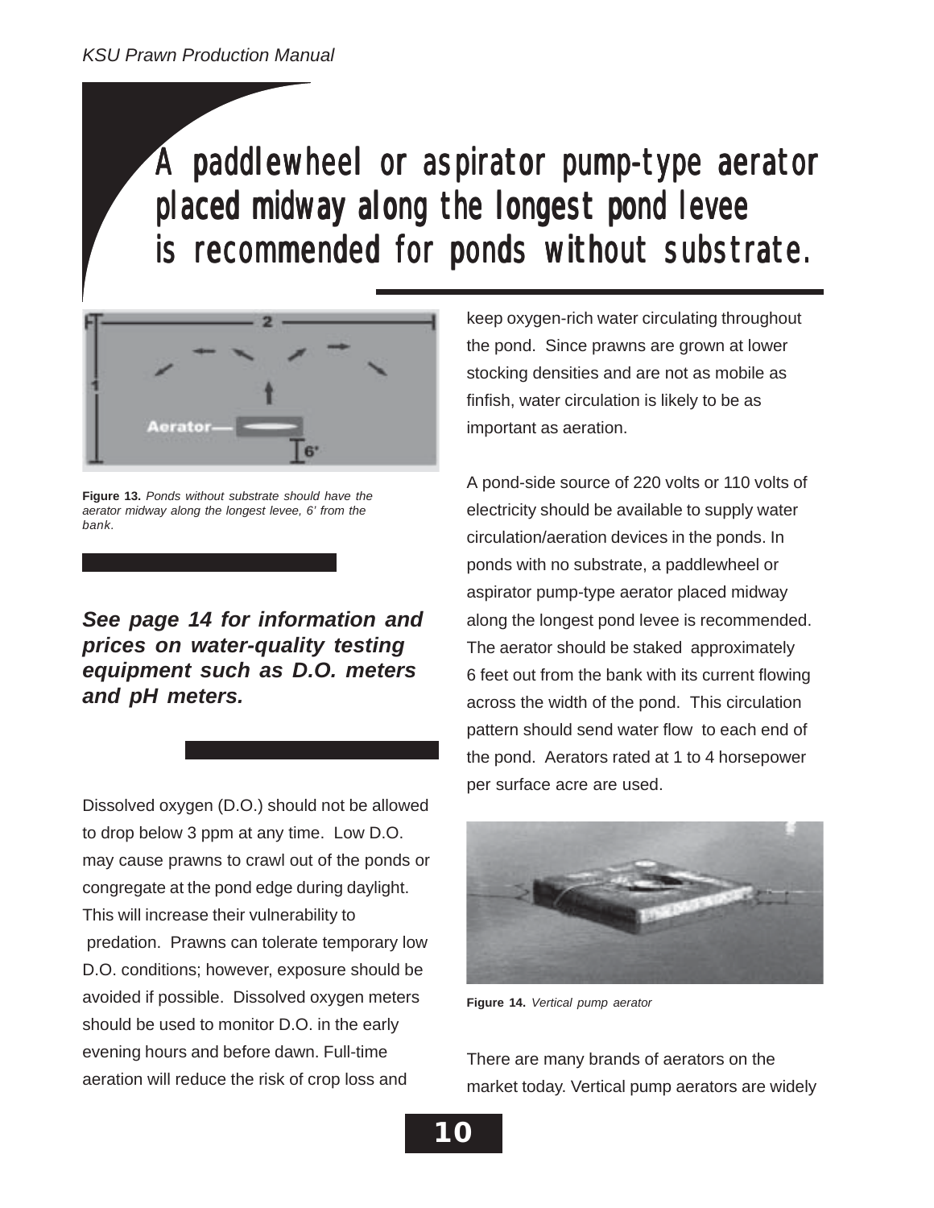## A paddlewheel or aspirator pump-type aerator placed midway along the longest pond levee is recommended for ponds without substrate.

**Figure 13.** *Ponds without substrate should have the aerator midway along the longest levee, 6' from the bank.*

***See page 14 for information and prices on water-quality testing equipment such as D.O. meters and pH meters.***

Dissolved oxygen (D.O.) should not be allowed to drop below 3 ppm at any time. Low D.O. may cause prawns to crawl out of the ponds or congregate at the pond edge during daylight. This will increase their vulnerability to predation. Prawns can tolerate temporary low D.O. conditions; however, exposure should be avoided if possible. Dissolved oxygen meters should be used to monitor D.O. in the early evening hours and before dawn. Full-time aeration will reduce the risk of crop loss and keep oxygen-rich water circulating throughout the pond. Since prawns are grown at lower stocking densities and are not as mobile as finfish, water circulation is likely to be as important as aeration.

A pond-side source of 220 volts or 110 volts of electricity should be available to supply water circulation/aeration devices in the ponds. In ponds with no substrate, a paddlewheel or aspirator pump-type aerator placed midway along the longest pond levee is recommended. The aerator should be staked approximately 6 feet out from the bank with its current flowing across the width of the pond. This circulation pattern should send water flow to each end of the pond. Aerators rated at 1 to 4 horsepower per surface acre are used.

**Figure 14.** *Vertical pump aerator*

There are many brands of aerators on the market today. Vertical pump aerators are widely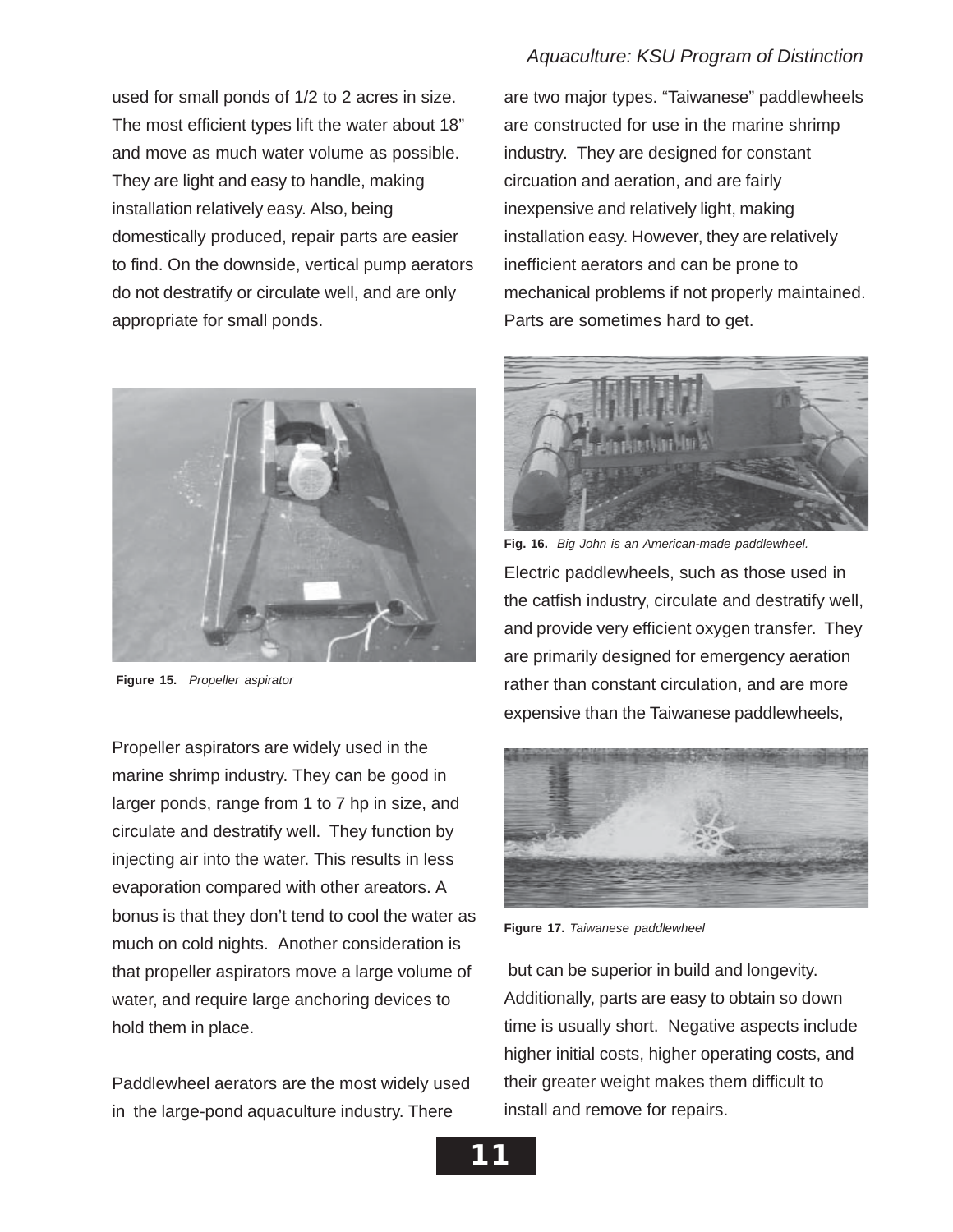used for small ponds of 1/2 to 2 acres in size. The most efficient types lift the water about 18" and move as much water volume as possible. They are light and easy to handle, making installation relatively easy. Also, being domestically produced, repair parts are easier to find. On the downside, vertical pump aerators do not destratify or circulate well, and are only appropriate for small ponds.

**Figure 15.** *Propeller aspirator*

Propeller aspirators are widely used in the marine shrimp industry. They can be good in larger ponds, range from 1 to 7 hp in size, and circulate and destratify well. They function by injecting air into the water. This results in less evaporation compared with other areators. A bonus is that they don't tend to cool the water as much on cold nights. Another consideration is that propeller aspirators move a large volume of water, and require large anchoring devices to hold them in place.

Paddlewheel aerators are the most widely used in the large-pond aquaculture industry. There are two major types. "Taiwanese" paddlewheels are constructed for use in the marine shrimp industry. They are designed for constant circuation and aeration, and are fairly inexpensive and relatively light, making installation easy. However, they are relatively inefficient aerators and can be prone to mechanical problems if not properly maintained. Parts are sometimes hard to get.

**Fig. 16.** *Big John is an American-made paddlewheel.*

Electric paddlewheels, such as those used in the catfish industry, circulate and destratify well, and provide very efficient oxygen transfer. They are primarily designed for emergency aeration rather than constant circulation, and are more expensive than the Taiwanese paddlewheels, but can be superior in build and longevity. Additionally, parts are easy to obtain so down time is usually short. Negative aspects include higher initial costs, higher operating costs, and their greater weight makes them difficult to install and remove for repairs.

**Figure 17.** *Taiwanese paddlewheel*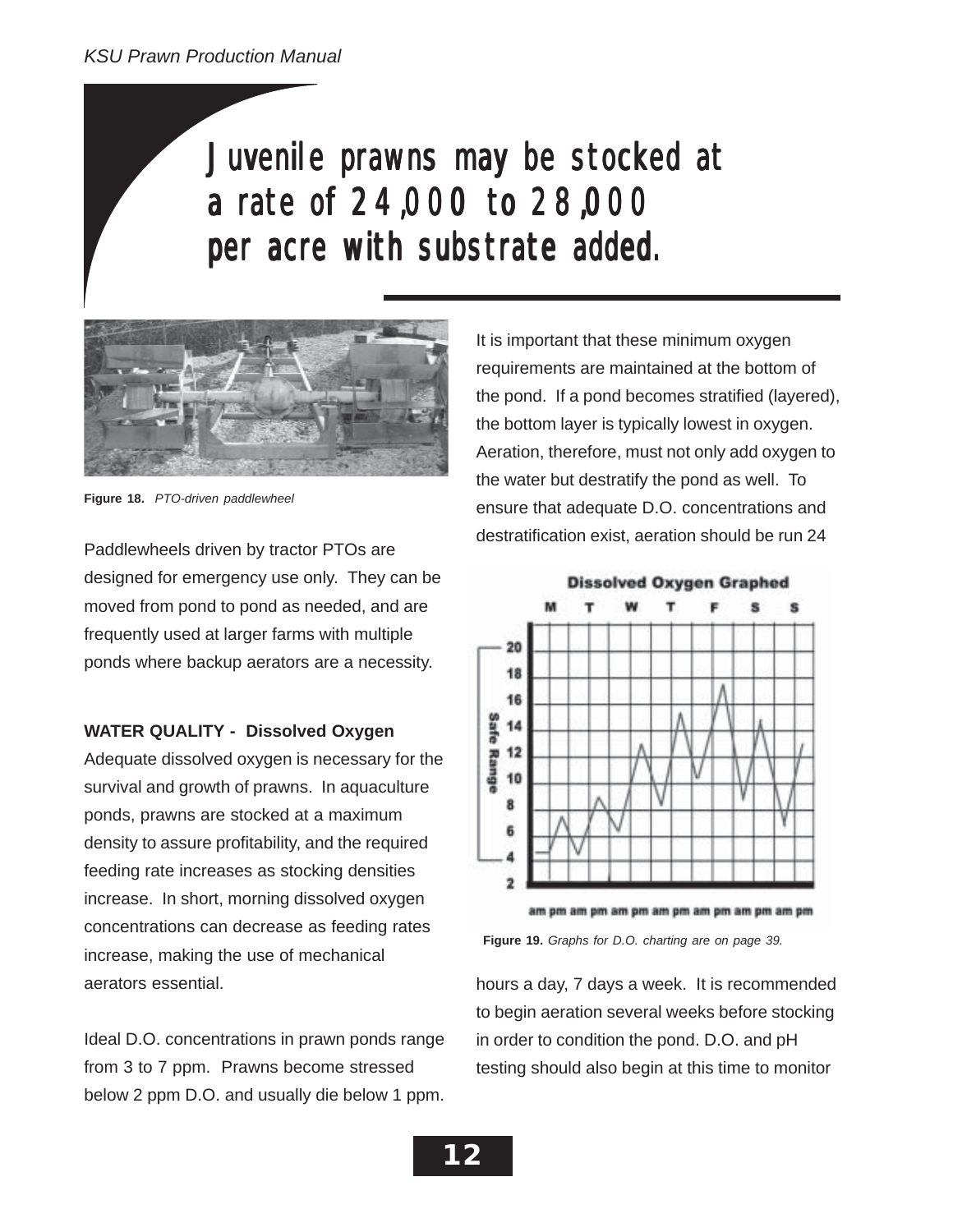# Juvenile prawns may be stocked at a rate of 24,000 to 28,000 per acre with substrate added.

**Figure 18.** *PTO-driven paddlewheel*

Paddlewheels driven by tractor PTOs are designed for emergency use only. They can be moved from pond to pond as needed, and are frequently used at larger farms with multiple ponds where backup aerators are a necessity.

**WATER QUALITY - Dissolved Oxygen**

Adequate dissolved oxygen is necessary for the survival and growth of prawns. In aquaculture ponds, prawns are stocked at a maximum density to assure profitability, and the required feeding rate increases as stocking densities increase. In short, morning dissolved oxygen concentrations can decrease as feeding rates increase, making the use of mechanical aerators essential.

Ideal D.O. concentrations in prawn ponds range from 3 to 7 ppm. Prawns become stressed below 2 ppm D.O. and usually die below 1 ppm.

It is important that these minimum oxygen requirements are maintained at the bottom of the pond. If a pond becomes stratified (layered), the bottom layer is typically lowest in oxygen. Aeration, therefore, must not only add oxygen to the water but destratify the pond as well. To ensure that adequate D.O. concentrations and destratification exist, aeration should be run 24 hours a day, 7 days a week. It is recommended to begin aeration several weeks before stocking in order to condition the pond. D.O. and pH testing should also begin at this time to monitor

**Figure 19.** *Graphs for D.O. charting are on page 39.*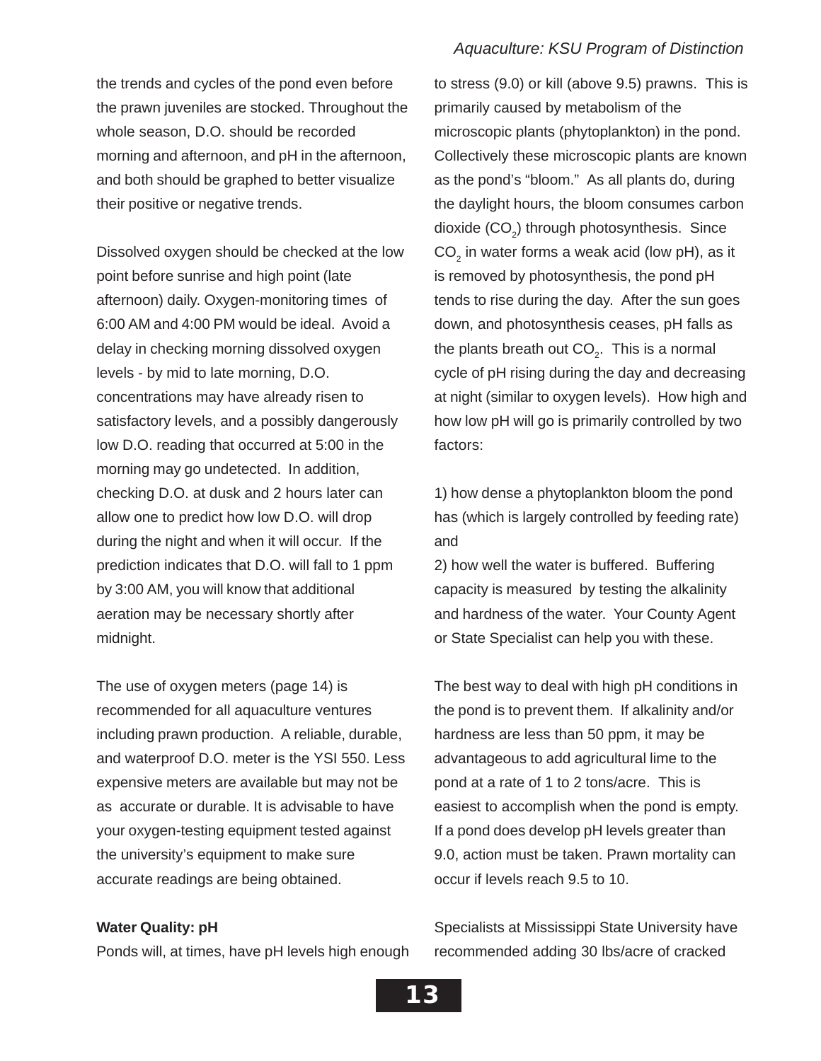the trends and cycles of the pond even before the prawn juveniles are stocked. Throughout the whole season, D.O. should be recorded morning and afternoon, and pH in the afternoon, and both should be graphed to better visualize their positive or negative trends.

Dissolved oxygen should be checked at the low point before sunrise and high point (late afternoon) daily. Oxygen-monitoring times of 6:00 AM and 4:00 PM would be ideal. Avoid a delay in checking morning dissolved oxygen levels - by mid to late morning, D.O. concentrations may have already risen to satisfactory levels, and a possibly dangerously low D.O. reading that occurred at 5:00 in the morning may go undetected. In addition, checking D.O. at dusk and 2 hours later can allow one to predict how low D.O. will drop during the night and when it will occur. If the prediction indicates that D.O. will fall to 1 ppm by 3:00 AM, you will know that additional aeration may be necessary shortly after midnight.

The use of oxygen meters (page 14) is recommended for all aquaculture ventures including prawn production. A reliable, durable, and waterproof D.O. meter is the YSI 550. Less expensive meters are available but may not be as accurate or durable. It is advisable to have your oxygen-testing equipment tested against the university's equipment to make sure accurate readings are being obtained.

**Water Quality: pH**

Ponds will, at times, have pH levels high enough to stress (9.0) or kill (above 9.5) prawns. This is primarily caused by metabolism of the microscopic plants (phytoplankton) in the pond. Collectively these microscopic plants are known as the pond's "bloom." As all plants do, during the daylight hours, the bloom consumes carbon dioxide ($CO_2$) through photosynthesis. Since $CO_2$ in water forms a weak acid (low pH), as it is removed by photosynthesis, the pond pH tends to rise during the day. After the sun goes down, and photosynthesis ceases, pH falls as the plants breath out $CO_2$. This is a normal cycle of pH rising during the day and decreasing at night (similar to oxygen levels). How high and how low pH will go is primarily controlled by two factors:

1) how dense a phytoplankton bloom the pond has (which is largely controlled by feeding rate) and
2) how well the water is buffered. Buffering capacity is measured by testing the alkalinity and hardness of the water. Your County Agent or State Specialist can help you with these.

The best way to deal with high pH conditions in the pond is to prevent them. If alkalinity and/or hardness are less than 50 ppm, it may be advantageous to add agricultural lime to the pond at a rate of 1 to 2 tons/acre. This is easiest to accomplish when the pond is empty. If a pond does develop pH levels greater than 9.0, action must be taken. Prawn mortality can occur if levels reach 9.5 to 10.

Specialists at Mississippi State University have recommended adding 30 lbs/acre of cracked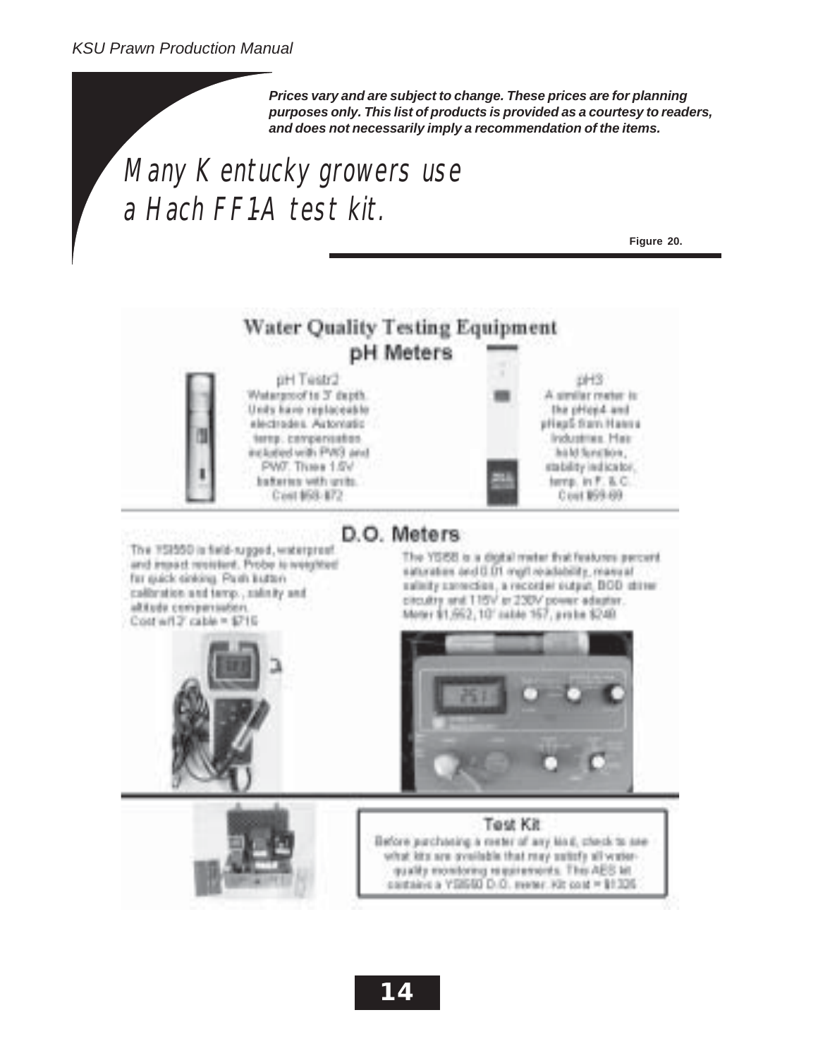***Prices vary and are subject to change. These prices are for planning purposes only. This list of products is provided as a courtesy to readers, and does not necessarily imply a recommendation of the items.***

# Many Kentucky growers use a Hach FF-1A test kit.

**Figure 20.**

## Water Quality Testing Equipment

### pH Meters

pH Testr2
Waterproof to 3' depth. Units have replaceable electrodes. Automatic temp. compensation included with PW3 and PW7. Three 1.5V batteries with units.
Cost $68-$72

pH3
A similar meter is the pHep4 and pHep5 from Hanna Industries. Has hold function, stability indicator, temp. in F. & C.
Cost $59-69

### D.O. Meters

The YSI550 is field-rugged, waterproof and impact resistant. Probe is weighted for quick sinking. Push button calibration and temp., salinity and altitude compensation.
Cost w/12' cable = $715

The YSI58 is a digital meter that features percent saturation and 0.01 mg/l readability, manual salinity correction, a recorder output, BOD stirrer circuitry and 115V or 230V power adapter.
Meter $1,552, 10' cable 167, probe $240

### Test Kit

Before purchasing a meter of any kind, check to see what kits are available that may satisfy all water-quality monitoring requirements. The AES kit contains a YSI550 D.O. meter. Kit cost = $1326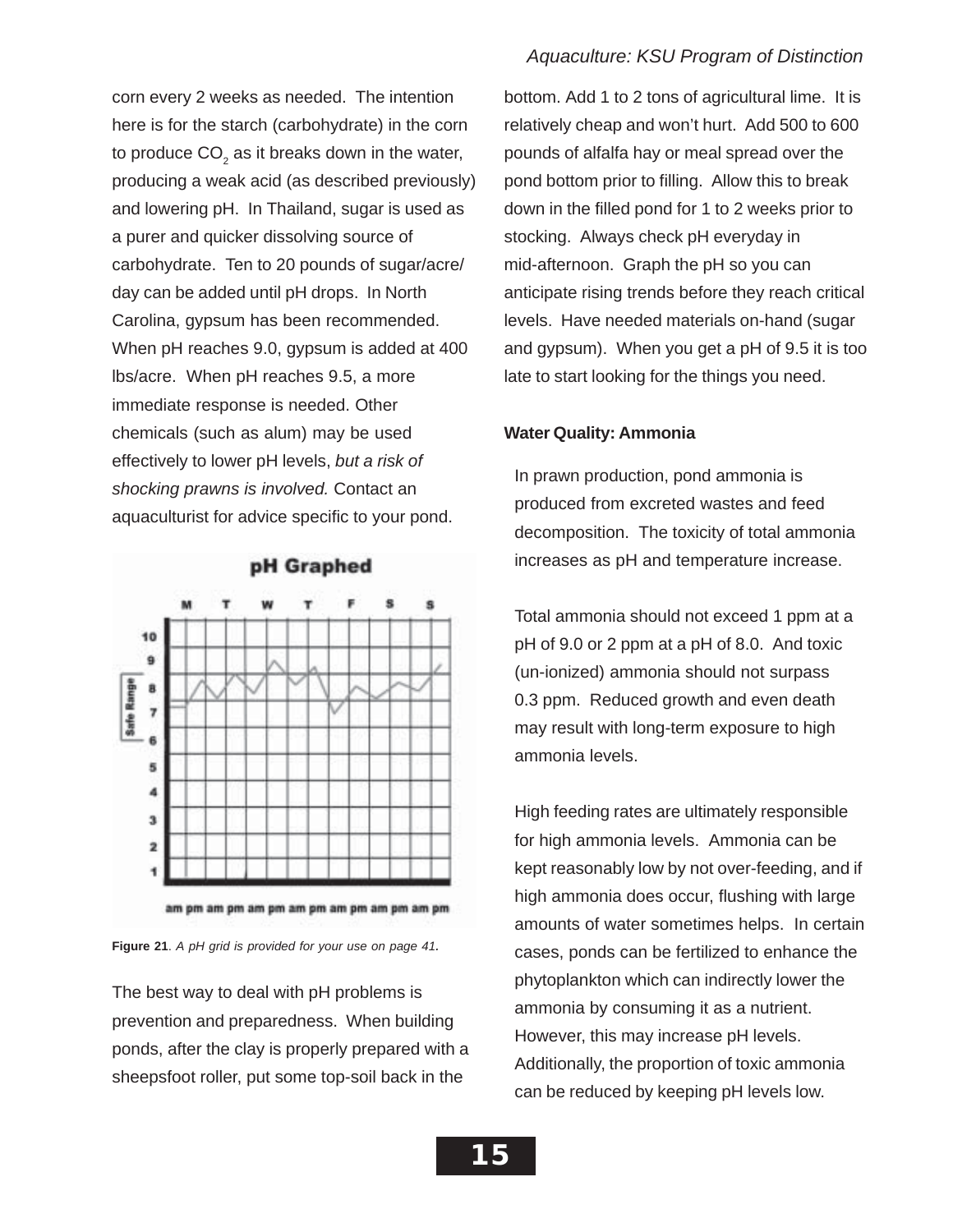corn every 2 weeks as needed. The intention here is for the starch (carbohydrate) in the corn to produce $CO_2$ as it breaks down in the water, producing a weak acid (as described previously) and lowering pH. In Thailand, sugar is used as a purer and quicker dissolving source of carbohydrate. Ten to 20 pounds of sugar/acre/day can be added until pH drops. In North Carolina, gypsum has been recommended. When pH reaches 9.0, gypsum is added at 400 lbs/acre. When pH reaches 9.5, a more immediate response is needed. Other chemicals (such as alum) may be used effectively to lower pH levels, *but a risk of shocking prawns is involved.* Contact an aquaculturist for advice specific to your pond.

**Figure 21**. *A pH grid is provided for your use on page 41.*

The best way to deal with pH problems is prevention and preparedness. When building ponds, after the clay is properly prepared with a sheepsfoot roller, put some top-soil back in the bottom. Add 1 to 2 tons of agricultural lime. It is relatively cheap and won't hurt. Add 500 to 600 pounds of alfalfa hay or meal spread over the pond bottom prior to filling. Allow this to break down in the filled pond for 1 to 2 weeks prior to stocking. Always check pH everyday in mid-afternoon. Graph the pH so you can anticipate rising trends before they reach critical levels. Have needed materials on-hand (sugar and gypsum). When you get a pH of 9.5 it is too late to start looking for the things you need.

**Water Quality: Ammonia**

In prawn production, pond ammonia is produced from excreted wastes and feed decomposition. The toxicity of total ammonia increases as pH and temperature increase.

Total ammonia should not exceed 1 ppm at a pH of 9.0 or 2 ppm at a pH of 8.0. And toxic (un-ionized) ammonia should not surpass 0.3 ppm. Reduced growth and even death may result with long-term exposure to high ammonia levels.

High feeding rates are ultimately responsible for high ammonia levels. Ammonia can be kept reasonably low by not over-feeding, and if high ammonia does occur, flushing with large amounts of water sometimes helps. In certain cases, ponds can be fertilized to enhance the phytoplankton which can indirectly lower the ammonia by consuming it as a nutrient. However, this may increase pH levels. Additionally, the proportion of toxic ammonia can be reduced by keeping pH levels low.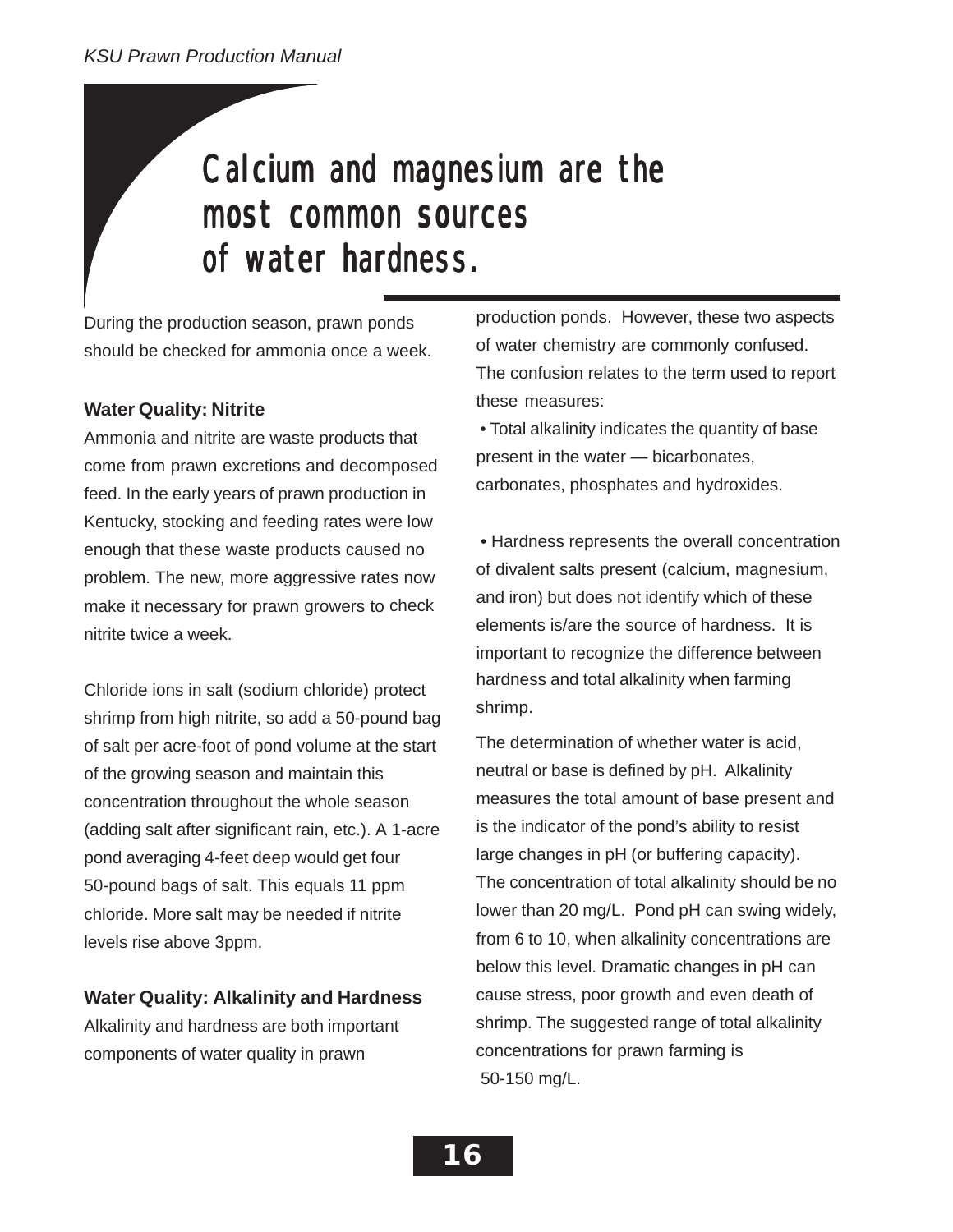> **Calcium and magnesium are the most common sources of water hardness.**

During the production season, prawn ponds should be checked for ammonia once a week.

**Water Quality: Nitrite**

Ammonia and nitrite are waste products that come from prawn excretions and decomposed feed. In the early years of prawn production in Kentucky, stocking and feeding rates were low enough that these waste products caused no problem. The new, more aggressive rates now make it necessary for prawn growers to check nitrite twice a week.

Chloride ions in salt (sodium chloride) protect shrimp from high nitrite, so add a 50-pound bag of salt per acre-foot of pond volume at the start of the growing season and maintain this concentration throughout the whole season (adding salt after significant rain, etc.). A 1-acre pond averaging 4-feet deep would get four 50-pound bags of salt. This equals 11 ppm chloride. More salt may be needed if nitrite levels rise above 3ppm.

**Water Quality: Alkalinity and Hardness**

Alkalinity and hardness are both important components of water quality in prawn production ponds. However, these two aspects of water chemistry are commonly confused. The confusion relates to the term used to report these measures:

- Total alkalinity indicates the quantity of base present in the water — bicarbonates, carbonates, phosphates and hydroxides.

- Hardness represents the overall concentration of divalent salts present (calcium, magnesium, and iron) but does not identify which of these elements is/are the source of hardness. It is important to recognize the difference between hardness and total alkalinity when farming shrimp.

The determination of whether water is acid, neutral or base is defined by pH. Alkalinity measures the total amount of base present and is the indicator of the pond's ability to resist large changes in pH (or buffering capacity). The concentration of total alkalinity should be no lower than 20 mg/L. Pond pH can swing widely, from 6 to 10, when alkalinity concentrations are below this level. Dramatic changes in pH can cause stress, poor growth and even death of shrimp. The suggested range of total alkalinity concentrations for prawn farming is 50-150 mg/L.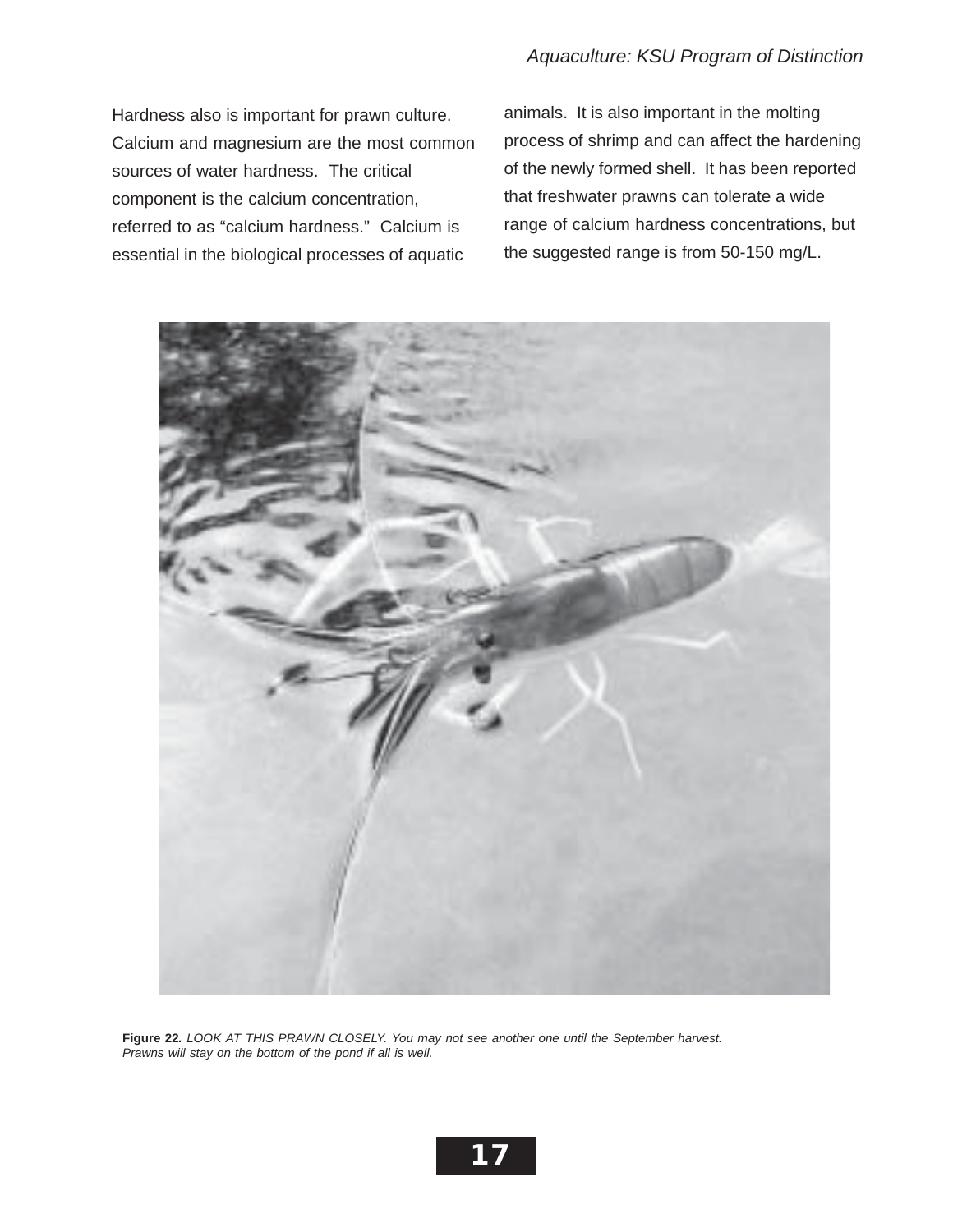Hardness also is important for prawn culture. Calcium and magnesium are the most common sources of water hardness. The critical component is the calcium concentration, referred to as "calcium hardness." Calcium is essential in the biological processes of aquatic animals. It is also important in the molting process of shrimp and can affect the hardening of the newly formed shell. It has been reported that freshwater prawns can tolerate a wide range of calcium hardness concentrations, but the suggested range is from 50-150 mg/L.

**Figure 22.** *LOOK AT THIS PRAWN CLOSELY. You may not see another one until the September harvest. Prawns will stay on the bottom of the pond if all is well.*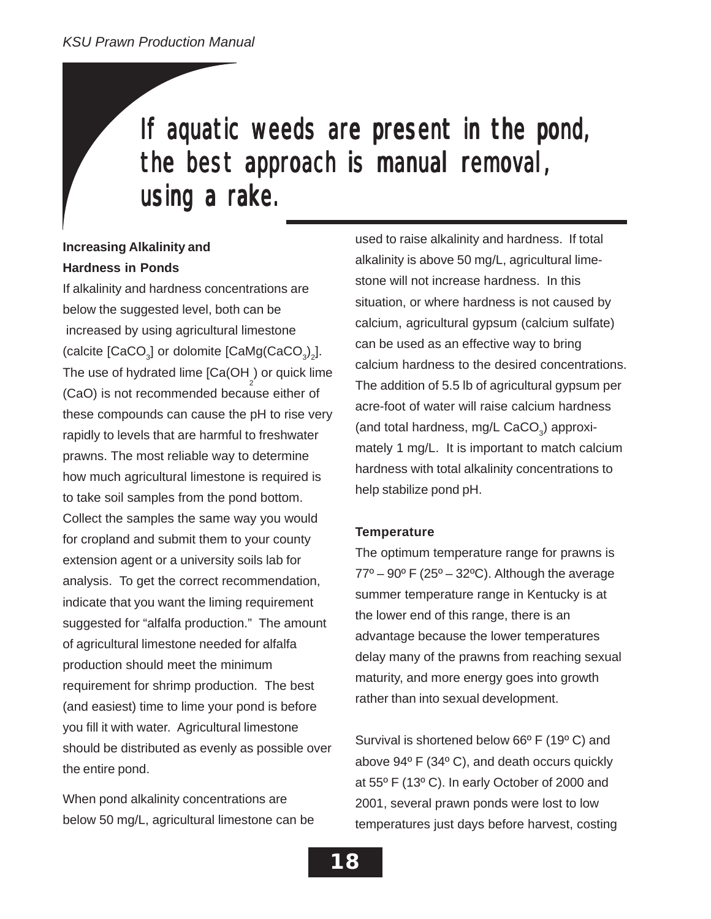**If aquatic weeds are present in the pond, the best approach is manual removal, using a rake.**

### Increasing Alkalinity and Hardness in Ponds

If alkalinity and hardness concentrations are below the suggested level, both can be increased by using agricultural limestone (calcite [$CaCO_3$] or dolomite [$CaMg(CaCO_3)_2$]. The use of hydrated lime [$Ca(OH_2)$ or quick lime ($CaO$) is not recommended because either of these compounds can cause the pH to rise very rapidly to levels that are harmful to freshwater prawns. The most reliable way to determine how much agricultural limestone is required is to take soil samples from the pond bottom. Collect the samples the same way you would for cropland and submit them to your county extension agent or a university soils lab for analysis. To get the correct recommendation, indicate that you want the liming requirement suggested for "alfalfa production." The amount of agricultural limestone needed for alfalfa production should meet the minimum requirement for shrimp production. The best (and easiest) time to lime your pond is before you fill it with water. Agricultural limestone should be distributed as evenly as possible over the entire pond.

When pond alkalinity concentrations are below 50 mg/L, agricultural limestone can be used to raise alkalinity and hardness. If total alkalinity is above 50 mg/L, agricultural limestone will not increase hardness. In this situation, or where hardness is not caused by calcium, agricultural gypsum (calcium sulfate) can be used as an effective way to bring calcium hardness to the desired concentrations. The addition of 5.5 lb of agricultural gypsum per acre-foot of water will raise calcium hardness (and total hardness, mg/L $CaCO_3$) approximately 1 mg/L. It is important to match calcium hardness with total alkalinity concentrations to help stabilize pond pH.

### Temperature

The optimum temperature range for prawns is 77º – 90º F (25º – 32ºC). Although the average summer temperature range in Kentucky is at the lower end of this range, there is an advantage because the lower temperatures delay many of the prawns from reaching sexual maturity, and more energy goes into growth rather than into sexual development.

Survival is shortened below 66º F (19º C) and above 94º F (34º C), and death occurs quickly at 55º F (13º C). In early October of 2000 and 2001, several prawn ponds were lost to low temperatures just days before harvest, costing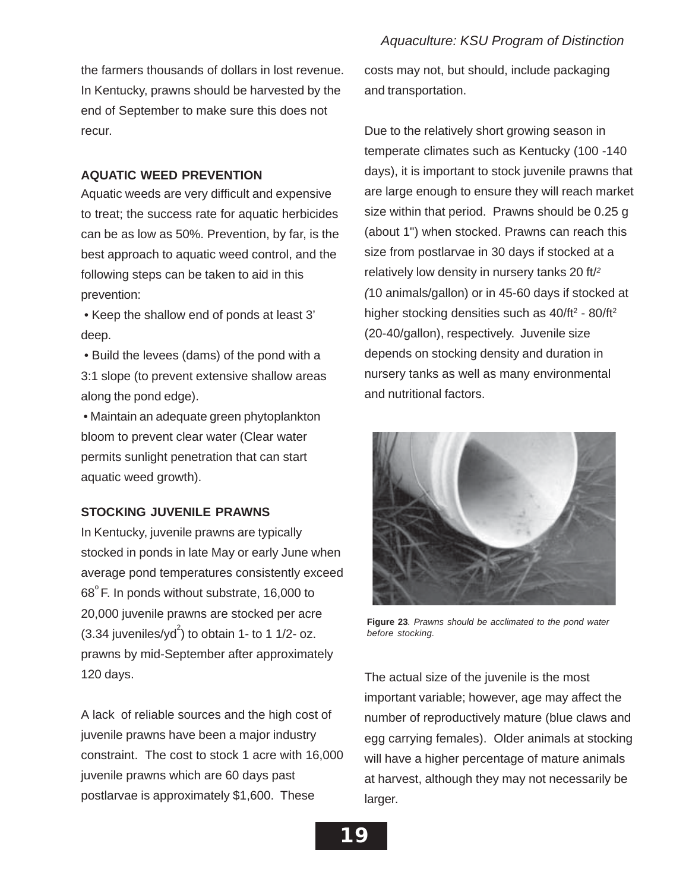the farmers thousands of dollars in lost revenue. In Kentucky, prawns should be harvested by the end of September to make sure this does not recur.

**AQUATIC WEED PREVENTION**

Aquatic weeds are very difficult and expensive to treat; the success rate for aquatic herbicides can be as low as 50%. Prevention, by far, is the best approach to aquatic weed control, and the following steps can be taken to aid in this prevention:

- Keep the shallow end of ponds at least 3' deep.
- Build the levees (dams) of the pond with a 3:1 slope (to prevent extensive shallow areas along the pond edge).
- Maintain an adequate green phytoplankton bloom to prevent clear water (Clear water permits sunlight penetration that can start aquatic weed growth).

**STOCKING JUVENILE PRAWNS**

In Kentucky, juvenile prawns are typically stocked in ponds in late May or early June when average pond temperatures consistently exceed 68°F. In ponds without substrate, 16,000 to 20,000 juvenile prawns are stocked per acre (3.34 juveniles/$yd^2$) to obtain 1- to 1 1/2- oz. prawns by mid-September after approximately 120 days.

A lack of reliable sources and the high cost of juvenile prawns have been a major industry constraint. The cost to stock 1 acre with 16,000 juvenile prawns which are 60 days past postlarvae is approximately $1,600. These costs may not, but should, include packaging and transportation.

Due to the relatively short growing season in temperate climates such as Kentucky (100 -140 days), it is important to stock juvenile prawns that are large enough to ensure they will reach market size within that period. Prawns should be 0.25 g (about 1") when stocked. Prawns can reach this size from postlarvae in 30 days if stocked at a relatively low density in nursery tanks 20 $ft^2$ (10 animals/gallon) or in 45-60 days if stocked at higher stocking densities such as 40/$ft^2$ - 80/$ft^2$ (20-40/gallon), respectively. Juvenile size depends on stocking density and duration in nursery tanks as well as many environmental and nutritional factors.

**Figure 23**. *Prawns should be acclimated to the pond water before stocking.*

The actual size of the juvenile is the most important variable; however, age may affect the number of reproductively mature (blue claws and egg carrying females). Older animals at stocking will have a higher percentage of mature animals at harvest, although they may not necessarily be larger.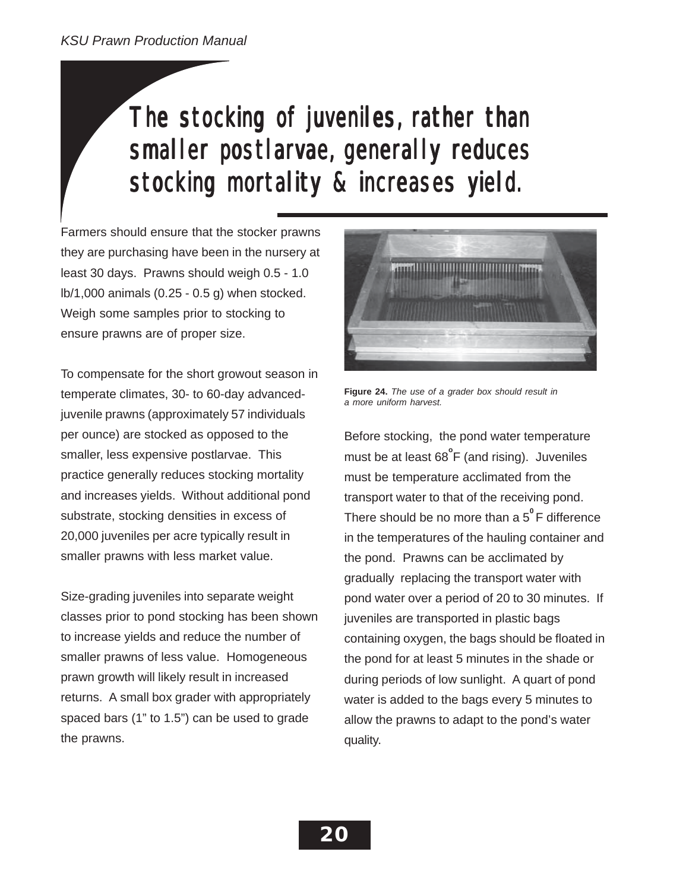## The stocking of juveniles, rather than smaller postlarvae, generally reduces stocking mortality & increases yield.

Farmers should ensure that the stocker prawns they are purchasing have been in the nursery at least 30 days. Prawns should weigh 0.5 - 1.0 lb/1,000 animals (0.25 - 0.5 g) when stocked. Weigh some samples prior to stocking to ensure prawns are of proper size.

To compensate for the short growout season in temperate climates, 30- to 60-day advanced-juvenile prawns (approximately 57 individuals per ounce) are stocked as opposed to the smaller, less expensive postlarvae. This practice generally reduces stocking mortality and increases yields. Without additional pond substrate, stocking densities in excess of 20,000 juveniles per acre typically result in smaller prawns with less market value.

Size-grading juveniles into separate weight classes prior to pond stocking has been shown to increase yields and reduce the number of smaller prawns of less value. Homogeneous prawn growth will likely result in increased returns. A small box grader with appropriately spaced bars (1" to 1.5") can be used to grade the prawns.

**Figure 24.** *The use of a grader box should result in a more uniform harvest.*

Before stocking, the pond water temperature must be at least 68°F (and rising). Juveniles must be temperature acclimated from the transport water to that of the receiving pond. There should be no more than a 5°F difference in the temperatures of the hauling container and the pond. Prawns can be acclimated by gradually replacing the transport water with pond water over a period of 20 to 30 minutes. If juveniles are transported in plastic bags containing oxygen, the bags should be floated in the pond for at least 5 minutes in the shade or during periods of low sunlight. A quart of pond water is added to the bags every 5 minutes to allow the prawns to adapt to the pond's water quality.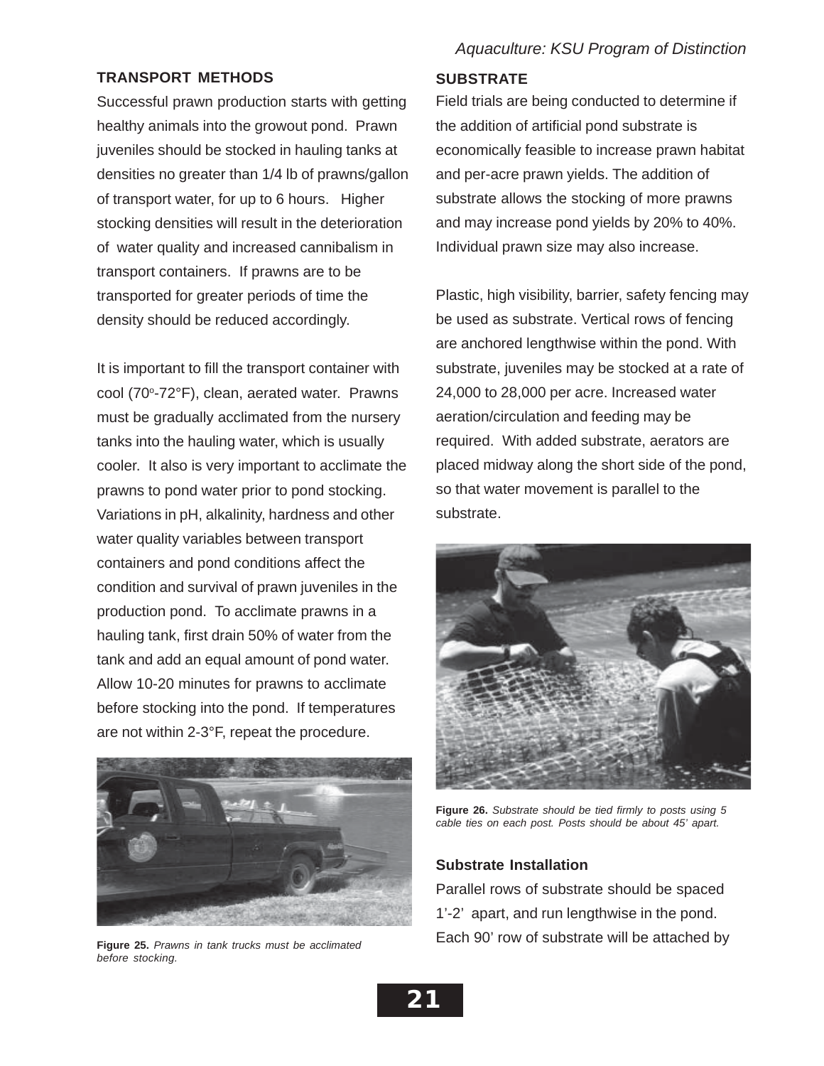## TRANSPORT METHODS

Successful prawn production starts with getting healthy animals into the growout pond. Prawn juveniles should be stocked in hauling tanks at densities no greater than 1/4 lb of prawns/gallon of transport water, for up to 6 hours. Higher stocking densities will result in the deterioration of water quality and increased cannibalism in transport containers. If prawns are to be transported for greater periods of time the density should be reduced accordingly.

It is important to fill the transport container with cool (70°-72°F), clean, aerated water. Prawns must be gradually acclimated from the nursery tanks into the hauling water, which is usually cooler. It also is very important to acclimate the prawns to pond water prior to pond stocking. Variations in pH, alkalinity, hardness and other water quality variables between transport containers and pond conditions affect the condition and survival of prawn juveniles in the production pond. To acclimate prawns in a hauling tank, first drain 50% of water from the tank and add an equal amount of pond water. Allow 10-20 minutes for prawns to acclimate before stocking into the pond. If temperatures are not within 2-3°F, repeat the procedure.

**Figure 25.** *Prawns in tank trucks must be acclimated before stocking.*

## SUBSTRATE

Field trials are being conducted to determine if the addition of artificial pond substrate is economically feasible to increase prawn habitat and per-acre prawn yields. The addition of substrate allows the stocking of more prawns and may increase pond yields by 20% to 40%. Individual prawn size may also increase.

Plastic, high visibility, barrier, safety fencing may be used as substrate. Vertical rows of fencing are anchored lengthwise within the pond. With substrate, juveniles may be stocked at a rate of 24,000 to 28,000 per acre. Increased water aeration/circulation and feeding may be required. With added substrate, aerators are placed midway along the short side of the pond, so that water movement is parallel to the substrate.

**Figure 26.** *Substrate should be tied firmly to posts using 5 cable ties on each post. Posts should be about 45' apart.*

### Substrate Installation

Parallel rows of substrate should be spaced 1'-2' apart, and run lengthwise in the pond. Each 90' row of substrate will be attached by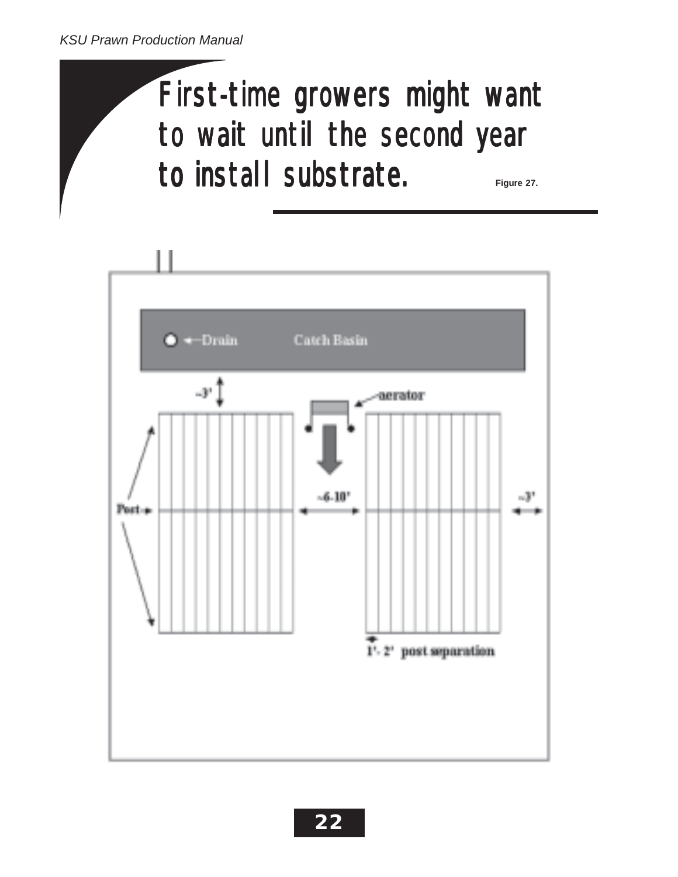# First-time growers might want to wait until the second year to install substrate.

Figure 27.

Drain  Catch Basin

~3'

aerator

Post

~6-10'

~3'

1'- 2' post separation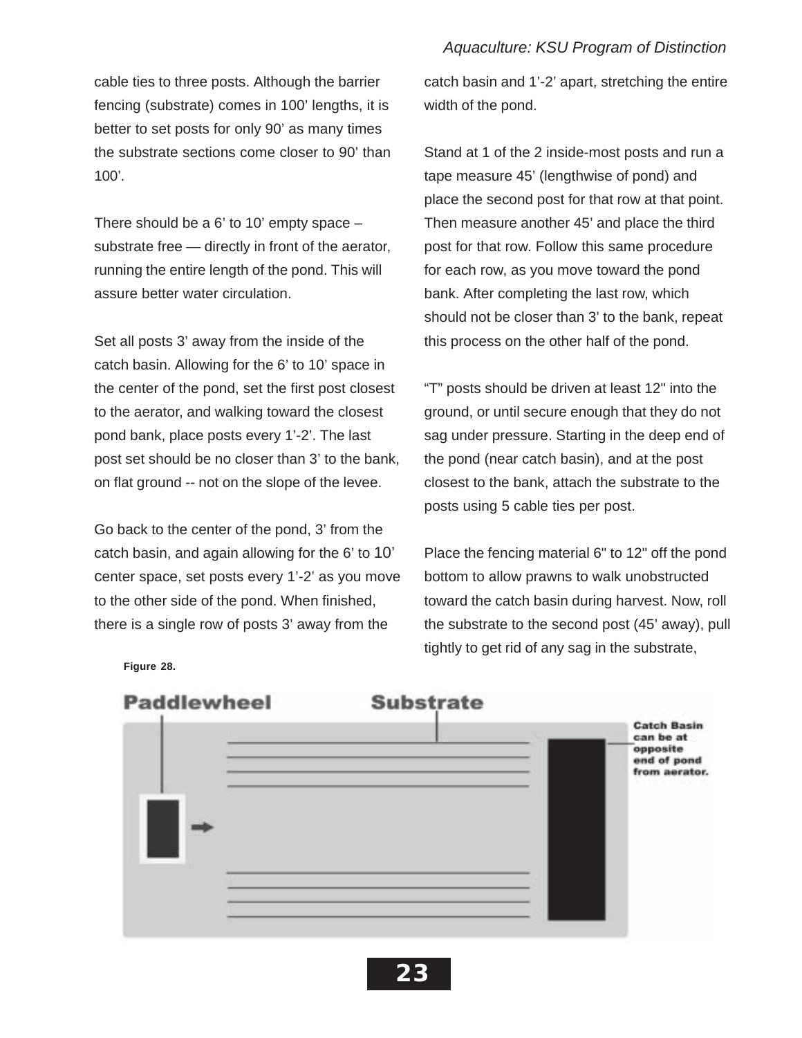cable ties to three posts. Although the barrier fencing (substrate) comes in 100' lengths, it is better to set posts for only 90' as many times the substrate sections come closer to 90' than 100'.

There should be a 6' to 10' empty space – substrate free — directly in front of the aerator, running the entire length of the pond. This will assure better water circulation.

Set all posts 3' away from the inside of the catch basin. Allowing for the 6' to 10' space in the center of the pond, set the first post closest to the aerator, and walking toward the closest pond bank, place posts every 1'-2'. The last post set should be no closer than 3' to the bank, on flat ground -- not on the slope of the levee.

Go back to the center of the pond, 3' from the catch basin, and again allowing for the 6' to 10' center space, set posts every 1'-2' as you move to the other side of the pond. When finished, there is a single row of posts 3' away from the catch basin and 1'-2' apart, stretching the entire width of the pond.

Stand at 1 of the 2 inside-most posts and run a tape measure 45' (lengthwise of pond) and place the second post for that row at that point. Then measure another 45' and place the third post for that row. Follow this same procedure for each row, as you move toward the pond bank. After completing the last row, which should not be closer than 3' to the bank, repeat this process on the other half of the pond.

"T" posts should be driven at least 12" into the ground, or until secure enough that they do not sag under pressure. Starting in the deep end of the pond (near catch basin), and at the post closest to the bank, attach the substrate to the posts using 5 cable ties per post.

Place the fencing material 6" to 12" off the pond bottom to allow prawns to walk unobstructed toward the catch basin during harvest. Now, roll the substrate to the second post (45' away), pull tightly to get rid of any sag in the substrate,

**Figure 28.**

Paddlewheel — Substrate — Catch Basin can be at opposite end of pond from aerator.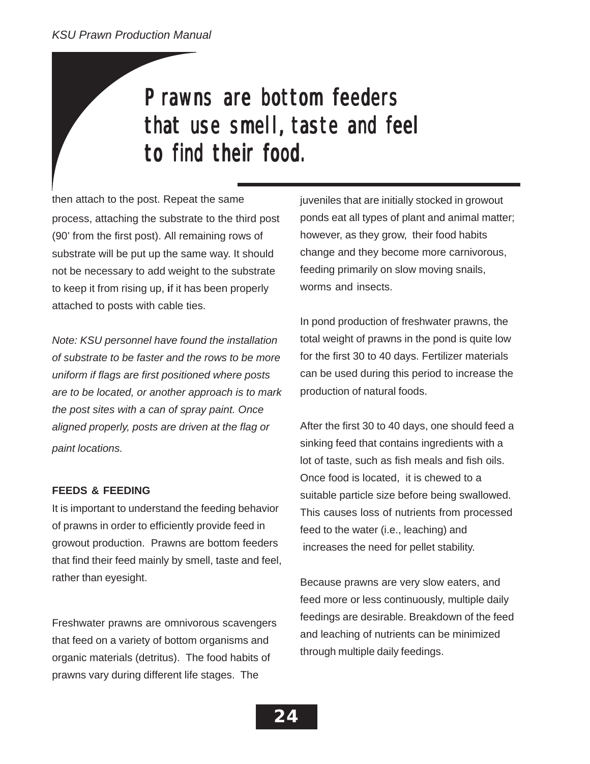> **Prawns are bottom feeders that use smell, taste and feel to find their food.**

then attach to the post. Repeat the same process, attaching the substrate to the third post (90' from the first post). All remaining rows of substrate will be put up the same way. It should not be necessary to add weight to the substrate to keep it from rising up, **i**f it has been properly attached to posts with cable ties.

*Note: KSU personnel have found the installation of substrate to be faster and the rows to be more uniform if flags are first positioned where posts are to be located, or another approach is to mark the post sites with a can of spray paint. Once aligned properly, posts are driven at the flag or paint locations.*

**FEEDS & FEEDING**

It is important to understand the feeding behavior of prawns in order to efficiently provide feed in growout production. Prawns are bottom feeders that find their feed mainly by smell, taste and feel, rather than eyesight.

Freshwater prawns are omnivorous scavengers that feed on a variety of bottom organisms and organic materials (detritus). The food habits of prawns vary during different life stages. The juveniles that are initially stocked in growout ponds eat all types of plant and animal matter; however, as they grow, their food habits change and they become more carnivorous, feeding primarily on slow moving snails, worms and insects.

In pond production of freshwater prawns, the total weight of prawns in the pond is quite low for the first 30 to 40 days. Fertilizer materials can be used during this period to increase the production of natural foods.

After the first 30 to 40 days, one should feed a sinking feed that contains ingredients with a lot of taste, such as fish meals and fish oils. Once food is located, it is chewed to a suitable particle size before being swallowed. This causes loss of nutrients from processed feed to the water (i.e., leaching) and increases the need for pellet stability.

Because prawns are very slow eaters, and feed more or less continuously, multiple daily feedings are desirable. Breakdown of the feed and leaching of nutrients can be minimized through multiple daily feedings.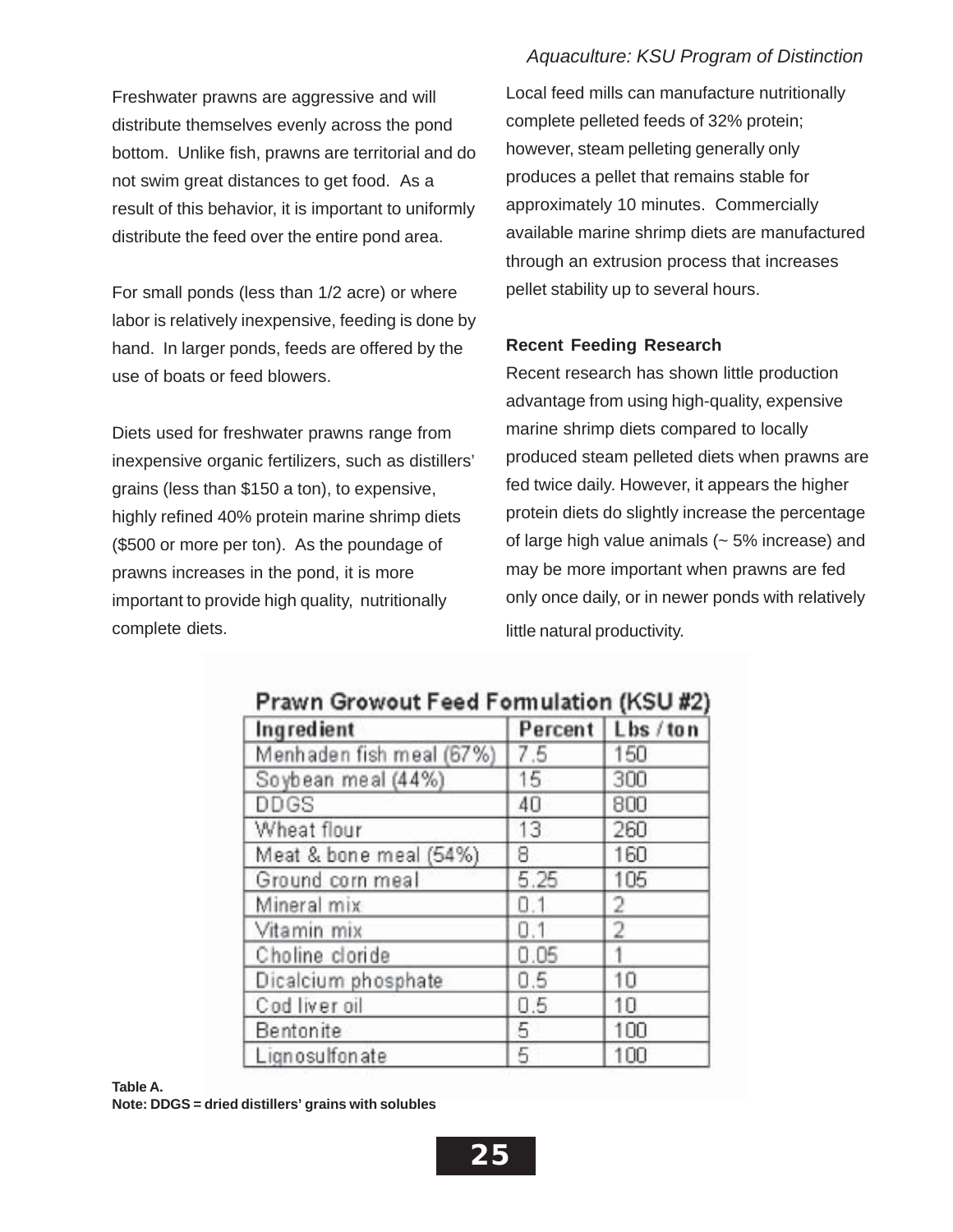Freshwater prawns are aggressive and will distribute themselves evenly across the pond bottom. Unlike fish, prawns are territorial and do not swim great distances to get food. As a result of this behavior, it is important to uniformly distribute the feed over the entire pond area.

For small ponds (less than 1/2 acre) or where labor is relatively inexpensive, feeding is done by hand. In larger ponds, feeds are offered by the use of boats or feed blowers.

Diets used for freshwater prawns range from inexpensive organic fertilizers, such as distillers' grains (less than $150 a ton), to expensive, highly refined 40% protein marine shrimp diets ($500 or more per ton). As the poundage of prawns increases in the pond, it is more important to provide high quality, nutritionally complete diets.

Local feed mills can manufacture nutritionally complete pelleted feeds of 32% protein; however, steam pelleting generally only produces a pellet that remains stable for approximately 10 minutes. Commercially available marine shrimp diets are manufactured through an extrusion process that increases pellet stability up to several hours.

**Recent Feeding Research**

Recent research has shown little production advantage from using high-quality, expensive marine shrimp diets compared to locally produced steam pelleted diets when prawns are fed twice daily. However, it appears the higher protein diets do slightly increase the percentage of large high value animals (~ 5% increase) and may be more important when prawns are fed only once daily, or in newer ponds with relatively little natural productivity.

**Prawn Growout Feed Formulation (KSU #2)**

| Ingredient | Percent | Lbs / ton |
|---|---|---|
| Menhaden fish meal (67%) | 7.5 | 150 |
| Soybean meal (44%) | 15 | 300 |
| DDGS | 40 | 800 |
| Wheat flour | 13 | 260 |
| Meat & bone meal (54%) | 8 | 160 |
| Ground corn meal | 5.25 | 105 |
| Mineral mix | 0.1 | 2 |
| Vitamin mix | 0.1 | 2 |
| Choline cloride | 0.05 | 1 |
| Dicalcium phosphate | 0.5 | 10 |
| Cod liver oil | 0.5 | 10 |
| Bentonite | 5 | 100 |
| Lignosulfonate | 5 | 100 |

**Table A.**
**Note: DDGS = dried distillers' grains with solubles**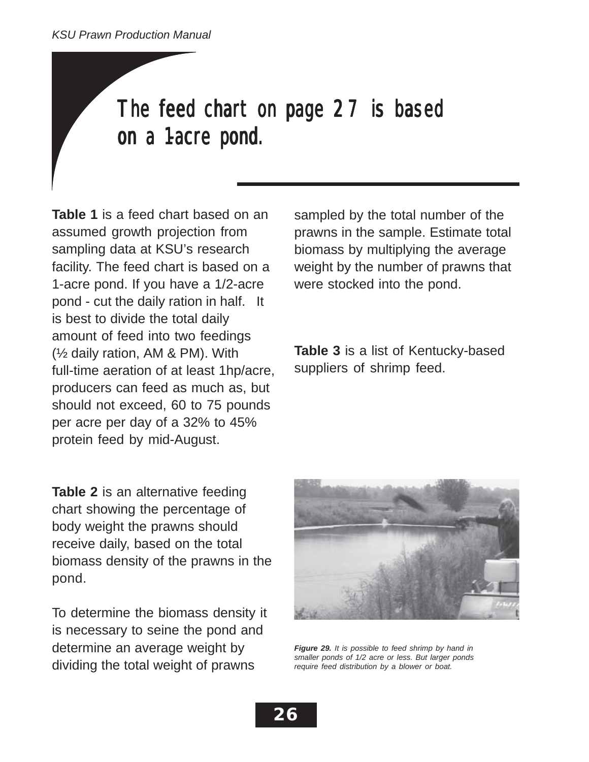# The feed chart on page 27 is based on a 1-acre pond.

**Table 1** is a feed chart based on an assumed growth projection from sampling data at KSU's research facility. The feed chart is based on a 1-acre pond. If you have a 1/2-acre pond - cut the daily ration in half. It is best to divide the total daily amount of feed into two feedings (½ daily ration, AM & PM). With full-time aeration of at least 1hp/acre, producers can feed as much as, but should not exceed, 60 to 75 pounds per acre per day of a 32% to 45% protein feed by mid-August.

**Table 2** is an alternative feeding chart showing the percentage of body weight the prawns should receive daily, based on the total biomass density of the prawns in the pond.

To determine the biomass density it is necessary to seine the pond and determine an average weight by dividing the total weight of prawns sampled by the total number of the prawns in the sample. Estimate total biomass by multiplying the average weight by the number of prawns that were stocked into the pond.

**Table 3** is a list of Kentucky-based suppliers of shrimp feed.

***Figure 29.*** *It is possible to feed shrimp by hand in smaller ponds of 1/2 acre or less. But larger ponds require feed distribution by a blower or boat.*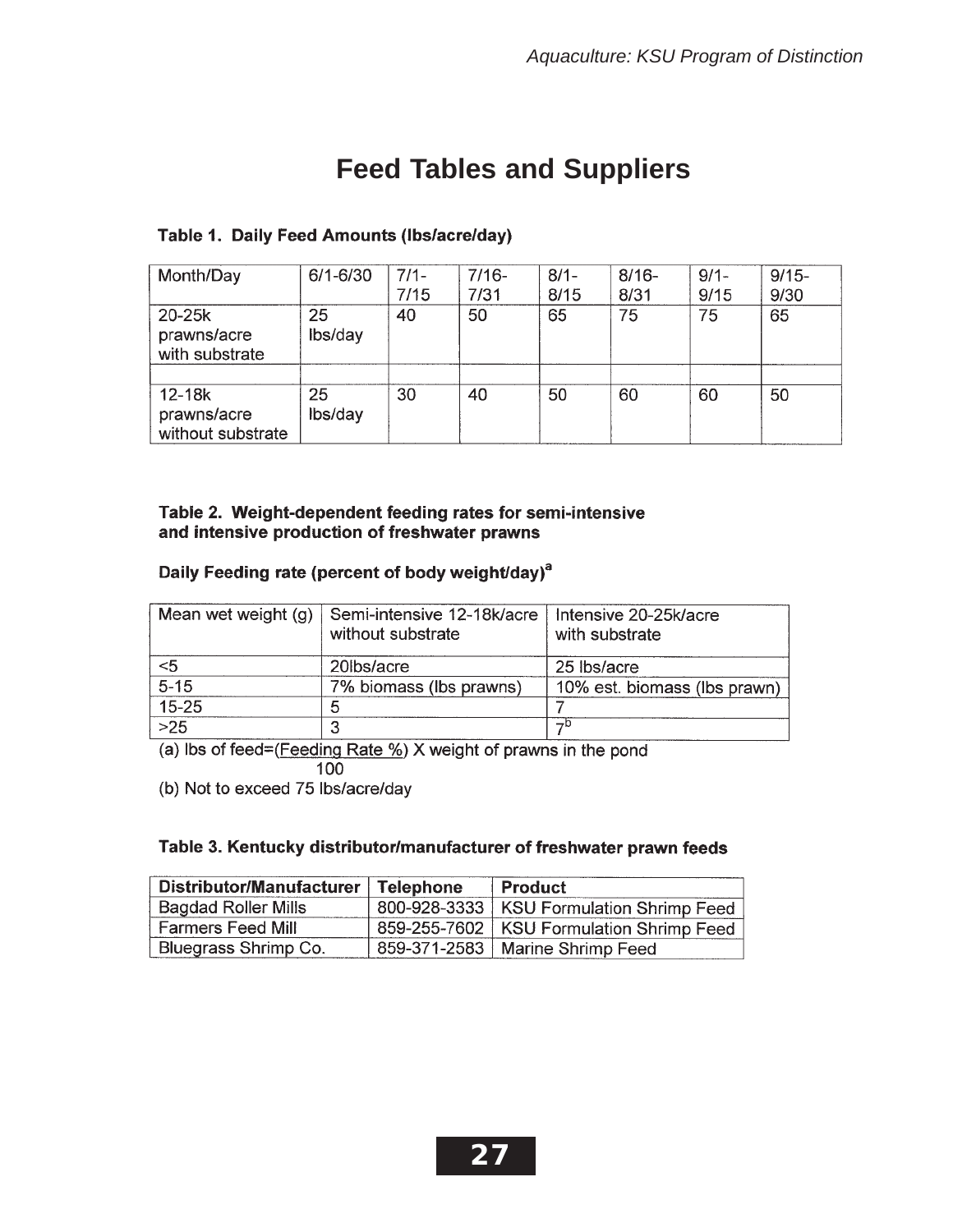# Feed Tables and Suppliers

**Table 1. Daily Feed Amounts (lbs/acre/day)**

| Month/Day | 6/1-6/30 | 7/1-7/15 | 7/16-7/31 | 8/1-8/15 | 8/16-8/31 | 9/1-9/15 | 9/15-9/30 |
|---|---|---|---|---|---|---|---|
| 20-25k prawns/acre with substrate | 25 lbs/day | 40 | 50 | 65 | 75 | 75 | 65 |
| | | | | | | | |
| 12-18k prawns/acre without substrate | 25 lbs/day | 30 | 40 | 50 | 60 | 60 | 50 |

**Table 2. Weight-dependent feeding rates for semi-intensive and intensive production of freshwater prawns**

**Daily Feeding rate (percent of body weight/day)[a]**

| Mean wet weight (g) | Semi-intensive 12-18k/acre without substrate | Intensive 20-25k/acre with substrate |
|---|---|---|
| <5 | 20lbs/acre | 25 lbs/acre |
| 5-15 | 7% biomass (lbs prawns) | 10% est. biomass (lbs prawn) |
| 15-25 | 5 | 7 |
| >25 | 3 | 7[b] |

(a) lbs of feed= $\frac{\text{Feeding Rate \%}}{100}$ X weight of prawns in the pond

(b) Not to exceed 75 lbs/acre/day

**Table 3. Kentucky distributor/manufacturer of freshwater prawn feeds**

| Distributor/Manufacturer | Telephone | Product |
|---|---|---|
| Bagdad Roller Mills | 800-928-3333 | KSU Formulation Shrimp Feed |
| Farmers Feed Mill | 859-255-7602 | KSU Formulation Shrimp Feed |
| Bluegrass Shrimp Co. | 859-371-2583 | Marine Shrimp Feed |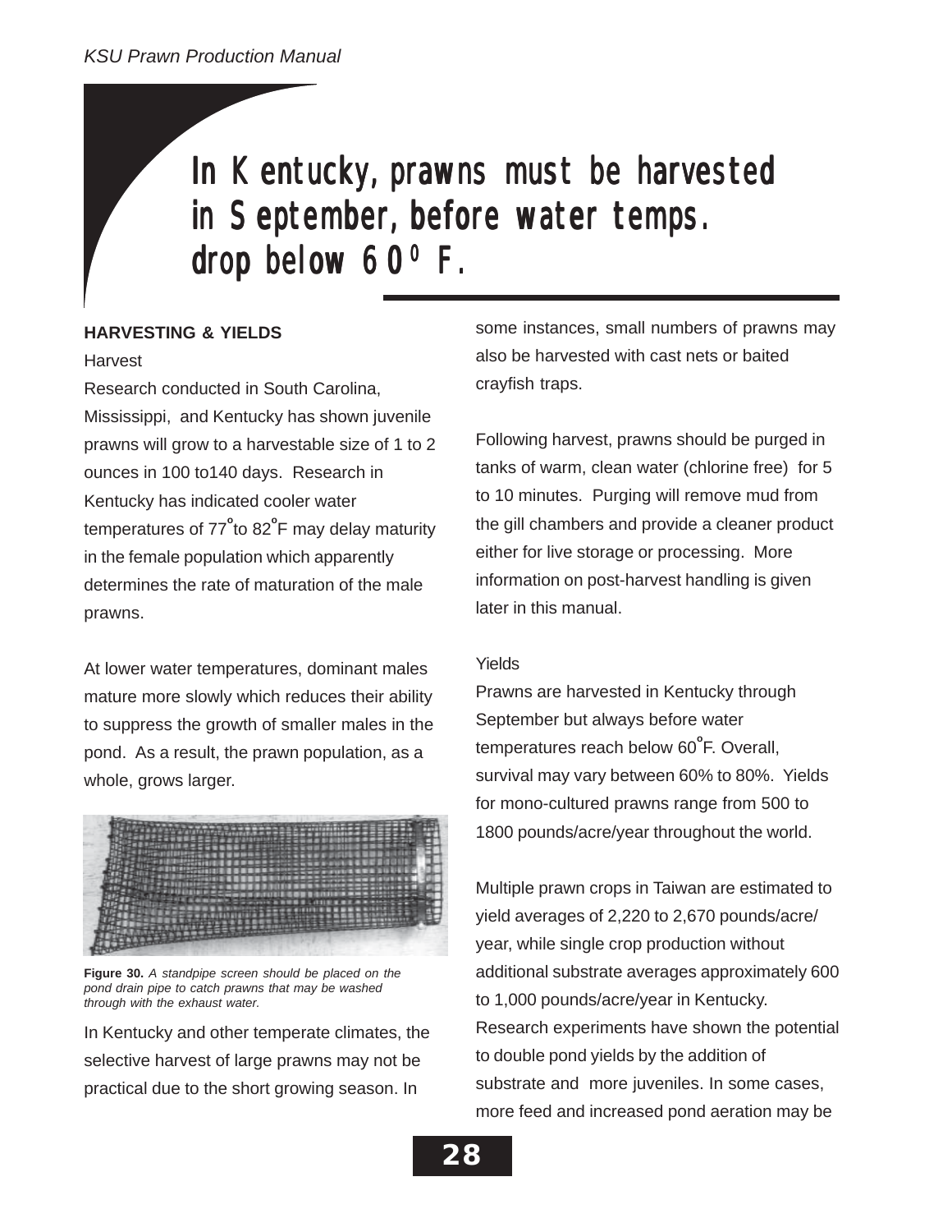# In Kentucky, prawns must be harvested in September, before water temps. drop below 60° F.

## HARVESTING & YIELDS

### Harvest

Research conducted in South Carolina, Mississippi, and Kentucky has shown juvenile prawns will grow to a harvestable size of 1 to 2 ounces in 100 to140 days. Research in Kentucky has indicated cooler water temperatures of 77°to 82°F may delay maturity in the female population which apparently determines the rate of maturation of the male prawns.

At lower water temperatures, dominant males mature more slowly which reduces their ability to suppress the growth of smaller males in the pond. As a result, the prawn population, as a whole, grows larger.

**Figure 30.** *A standpipe screen should be placed on the pond drain pipe to catch prawns that may be washed through with the exhaust water.*

In Kentucky and other temperate climates, the selective harvest of large prawns may not be practical due to the short growing season. In some instances, small numbers of prawns may also be harvested with cast nets or baited crayfish traps.

Following harvest, prawns should be purged in tanks of warm, clean water (chlorine free) for 5 to 10 minutes. Purging will remove mud from the gill chambers and provide a cleaner product either for live storage or processing. More information on post-harvest handling is given later in this manual.

### Yields

Prawns are harvested in Kentucky through September but always before water temperatures reach below 60°F. Overall, survival may vary between 60% to 80%. Yields for mono-cultured prawns range from 500 to 1800 pounds/acre/year throughout the world.

Multiple prawn crops in Taiwan are estimated to yield averages of 2,220 to 2,670 pounds/acre/year, while single crop production without additional substrate averages approximately 600 to 1,000 pounds/acre/year in Kentucky. Research experiments have shown the potential to double pond yields by the addition of substrate and more juveniles. In some cases, more feed and increased pond aeration may be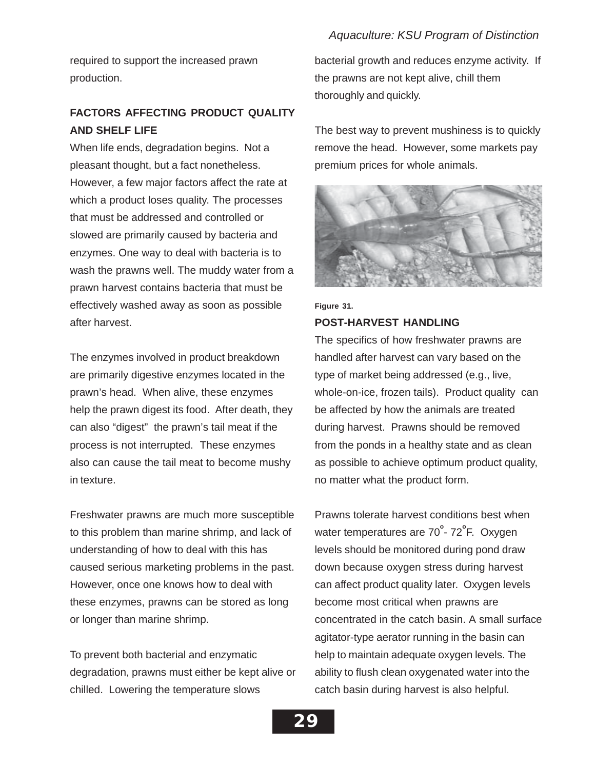required to support the increased prawn production.

## FACTORS AFFECTING PRODUCT QUALITY AND SHELF LIFE

When life ends, degradation begins. Not a pleasant thought, but a fact nonetheless. However, a few major factors affect the rate at which a product loses quality. The processes that must be addressed and controlled or slowed are primarily caused by bacteria and enzymes. One way to deal with bacteria is to wash the prawns well. The muddy water from a prawn harvest contains bacteria that must be effectively washed away as soon as possible after harvest.

The enzymes involved in product breakdown are primarily digestive enzymes located in the prawn's head. When alive, these enzymes help the prawn digest its food. After death, they can also "digest" the prawn's tail meat if the process is not interrupted. These enzymes also can cause the tail meat to become mushy in texture.

Freshwater prawns are much more susceptible to this problem than marine shrimp, and lack of understanding of how to deal with this has caused serious marketing problems in the past. However, once one knows how to deal with these enzymes, prawns can be stored as long or longer than marine shrimp.

To prevent both bacterial and enzymatic degradation, prawns must either be kept alive or chilled. Lowering the temperature slows bacterial growth and reduces enzyme activity. If the prawns are not kept alive, chill them thoroughly and quickly.

The best way to prevent mushiness is to quickly remove the head. However, some markets pay premium prices for whole animals.

**Figure 31.**

## POST-HARVEST HANDLING

The specifics of how freshwater prawns are handled after harvest can vary based on the type of market being addressed (e.g., live, whole-on-ice, frozen tails). Product quality can be affected by how the animals are treated during harvest. Prawns should be removed from the ponds in a healthy state and as clean as possible to achieve optimum product quality, no matter what the product form.

Prawns tolerate harvest conditions best when water temperatures are 70°- 72°F. Oxygen levels should be monitored during pond draw down because oxygen stress during harvest can affect product quality later. Oxygen levels become most critical when prawns are concentrated in the catch basin. A small surface agitator-type aerator running in the basin can help to maintain adequate oxygen levels. The ability to flush clean oxygenated water into the catch basin during harvest is also helpful.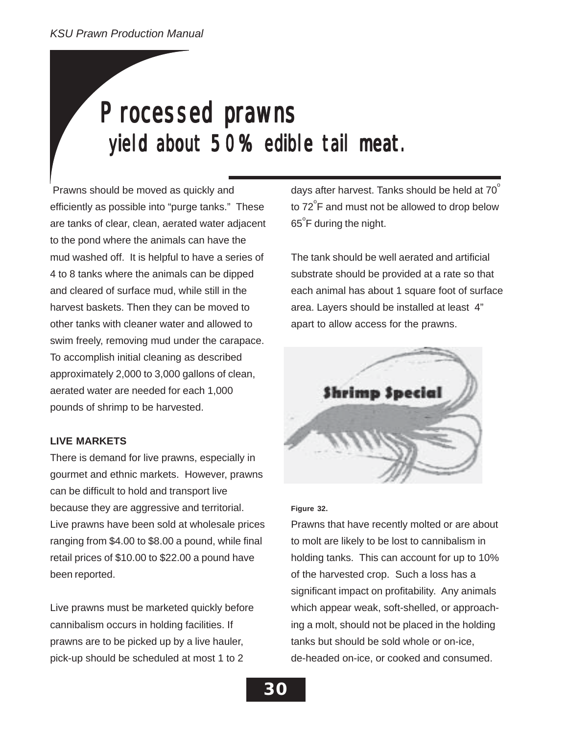# Processed prawns yield about 50% edible tail meat.

Prawns should be moved as quickly and efficiently as possible into "purge tanks." These are tanks of clear, clean, aerated water adjacent to the pond where the animals can have the mud washed off. It is helpful to have a series of 4 to 8 tanks where the animals can be dipped and cleared of surface mud, while still in the harvest baskets. Then they can be moved to other tanks with cleaner water and allowed to swim freely, removing mud under the carapace. To accomplish initial cleaning as described approximately 2,000 to 3,000 gallons of clean, aerated water are needed for each 1,000 pounds of shrimp to be harvested.

**LIVE MARKETS**

There is demand for live prawns, especially in gourmet and ethnic markets. However, prawns can be difficult to hold and transport live because they are aggressive and territorial. Live prawns have been sold at wholesale prices ranging from $4.00 to $8.00 a pound, while final retail prices of $10.00 to $22.00 a pound have been reported.

Live prawns must be marketed quickly before cannibalism occurs in holding facilities. If prawns are to be picked up by a live hauler, pick-up should be scheduled at most 1 to 2 days after harvest. Tanks should be held at 70°F to 72°F and must not be allowed to drop below 65°F during the night.

The tank should be well aerated and artificial substrate should be provided at a rate so that each animal has about 1 square foot of surface area. Layers should be installed at least 4" apart to allow access for the prawns.

**Figure 32.**

Prawns that have recently molted or are about to molt are likely to be lost to cannibalism in holding tanks. This can account for up to 10% of the harvested crop. Such a loss has a significant impact on profitability. Any animals which appear weak, soft-shelled, or approaching a molt, should not be placed in the holding tanks but should be sold whole or on-ice, de-headed on-ice, or cooked and consumed.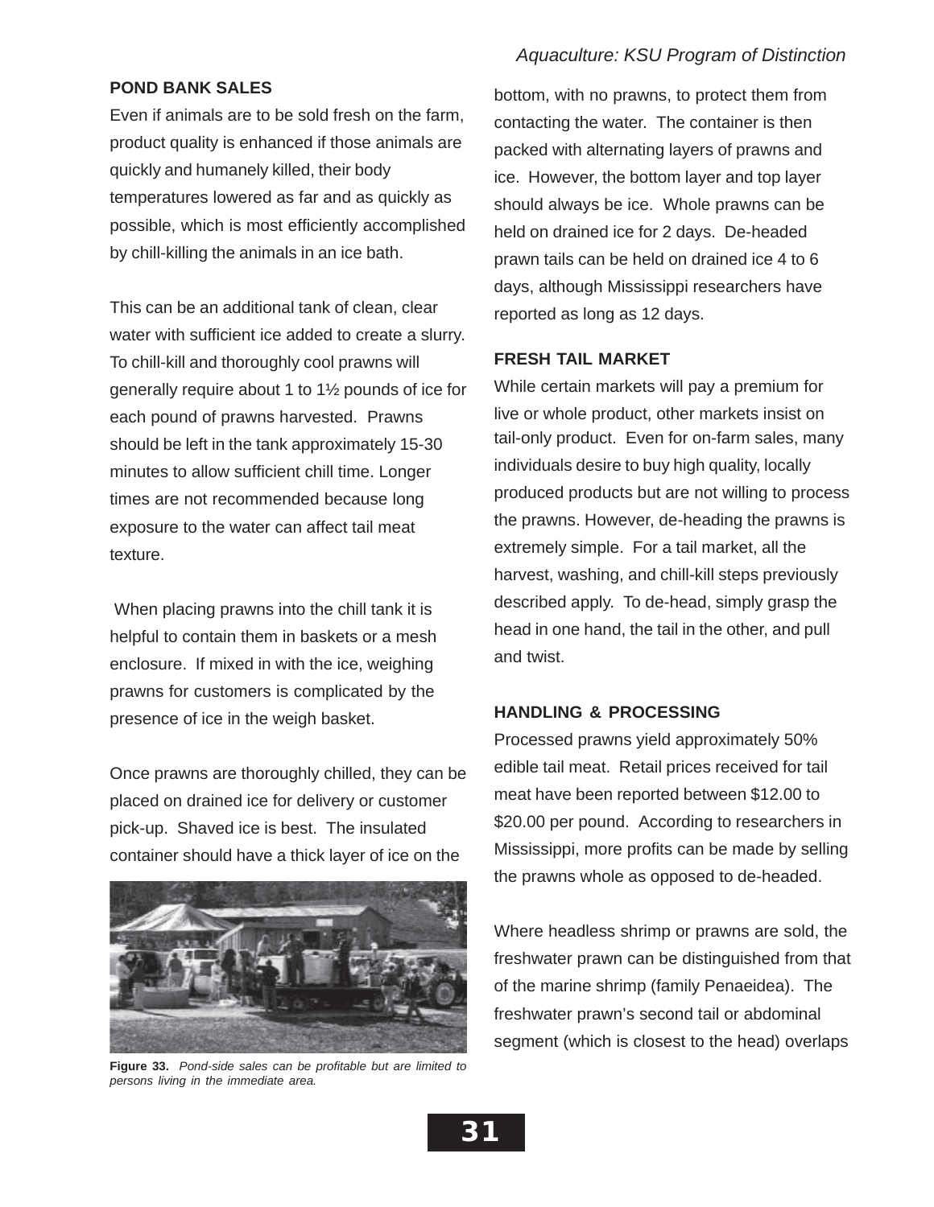## POND BANK SALES

Even if animals are to be sold fresh on the farm, product quality is enhanced if those animals are quickly and humanely killed, their body temperatures lowered as far and as quickly as possible, which is most efficiently accomplished by chill-killing the animals in an ice bath.

This can be an additional tank of clean, clear water with sufficient ice added to create a slurry. To chill-kill and thoroughly cool prawns will generally require about 1 to 1½ pounds of ice for each pound of prawns harvested. Prawns should be left in the tank approximately 15-30 minutes to allow sufficient chill time. Longer times are not recommended because long exposure to the water can affect tail meat texture.

When placing prawns into the chill tank it is helpful to contain them in baskets or a mesh enclosure. If mixed in with the ice, weighing prawns for customers is complicated by the presence of ice in the weigh basket.

Once prawns are thoroughly chilled, they can be placed on drained ice for delivery or customer pick-up. Shaved ice is best. The insulated container should have a thick layer of ice on the bottom, with no prawns, to protect them from contacting the water. The container is then packed with alternating layers of prawns and ice. However, the bottom layer and top layer should always be ice. Whole prawns can be held on drained ice for 2 days. De-headed prawn tails can be held on drained ice 4 to 6 days, although Mississippi researchers have reported as long as 12 days.

**Figure 33.** *Pond-side sales can be profitable but are limited to persons living in the immediate area.*

## FRESH TAIL MARKET

While certain markets will pay a premium for live or whole product, other markets insist on tail-only product. Even for on-farm sales, many individuals desire to buy high quality, locally produced products but are not willing to process the prawns. However, de-heading the prawns is extremely simple. For a tail market, all the harvest, washing, and chill-kill steps previously described apply. To de-head, simply grasp the head in one hand, the tail in the other, and pull and twist.

## HANDLING & PROCESSING

Processed prawns yield approximately 50% edible tail meat. Retail prices received for tail meat have been reported between $12.00 to $20.00 per pound. According to researchers in Mississippi, more profits can be made by selling the prawns whole as opposed to de-headed.

Where headless shrimp or prawns are sold, the freshwater prawn can be distinguished from that of the marine shrimp (family Penaeidea). The freshwater prawn's second tail or abdominal segment (which is closest to the head) overlaps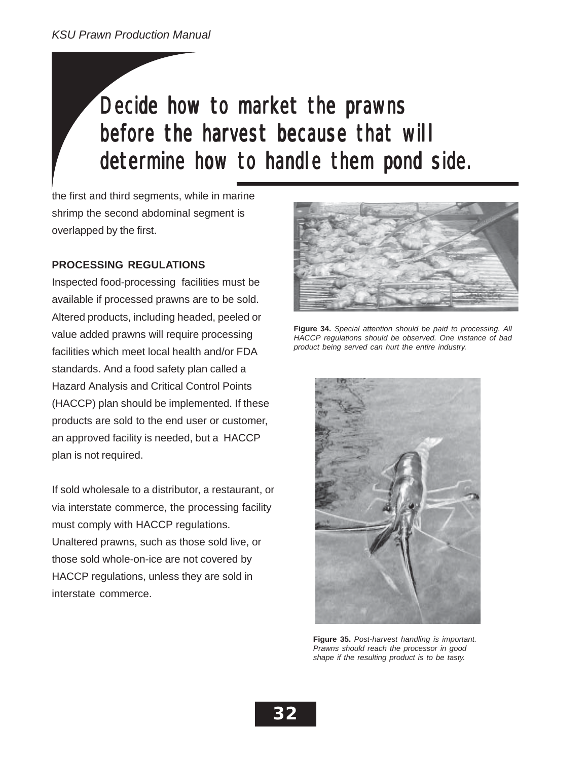## Decide how to market the prawns before the harvest because that will determine how to handle them pond side.

the first and third segments, while in marine shrimp the second abdominal segment is overlapped by the first.

**PROCESSING REGULATIONS**

Inspected food-processing facilities must be available if processed prawns are to be sold. Altered products, including headed, peeled or value added prawns will require processing facilities which meet local health and/or FDA standards. And a food safety plan called a Hazard Analysis and Critical Control Points (HACCP) plan should be implemented. If these products are sold to the end user or customer, an approved facility is needed, but a HACCP plan is not required.

If sold wholesale to a distributor, a restaurant, or via interstate commerce, the processing facility must comply with HACCP regulations. Unaltered prawns, such as those sold live, or those sold whole-on-ice are not covered by HACCP regulations, unless they are sold in interstate commerce.

**Figure 34.** *Special attention should be paid to processing. All HACCP regulations should be observed. One instance of bad product being served can hurt the entire industry.*

**Figure 35.** *Post-harvest handling is important. Prawns should reach the processor in good shape if the resulting product is to be tasty.*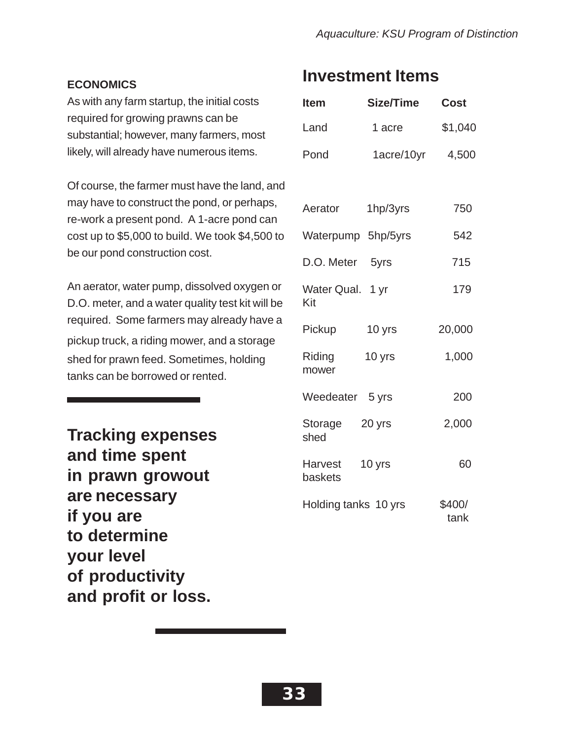## ECONOMICS

As with any farm startup, the initial costs required for growing prawns can be substantial; however, many farmers, most likely, will already have numerous items.

Of course, the farmer must have the land, and may have to construct the pond, or perhaps, re-work a present pond. A 1-acre pond can cost up to $5,000 to build. We took $4,500 to be our pond construction cost.

An aerator, water pump, dissolved oxygen or D.O. meter, and a water quality test kit will be required. Some farmers may already have a pickup truck, a riding mower, and a storage shed for prawn feed. Sometimes, holding tanks can be borrowed or rented.

**Tracking expenses and time spent in prawn growout are necessary if you are to determine your level of productivity and profit or loss.**

## Investment Items

| Item | Size/Time | Cost |
|---|---|---|
| Land | 1 acre | $1,040 |
| Pond | 1acre/10yr | 4,500 |
| Aerator | 1hp/3yrs | 750 |
| Waterpump | 5hp/5yrs | 542 |
| D.O. Meter | 5yrs | 715 |
| Water Qual. Kit | 1 yr | 179 |
| Pickup | 10 yrs | 20,000 |
| Riding mower | 10 yrs | 1,000 |
| Weedeater | 5 yrs | 200 |
| Storage shed | 20 yrs | 2,000 |
| Harvest baskets | 10 yrs | 60 |
| Holding tanks | 10 yrs | $400/ tank |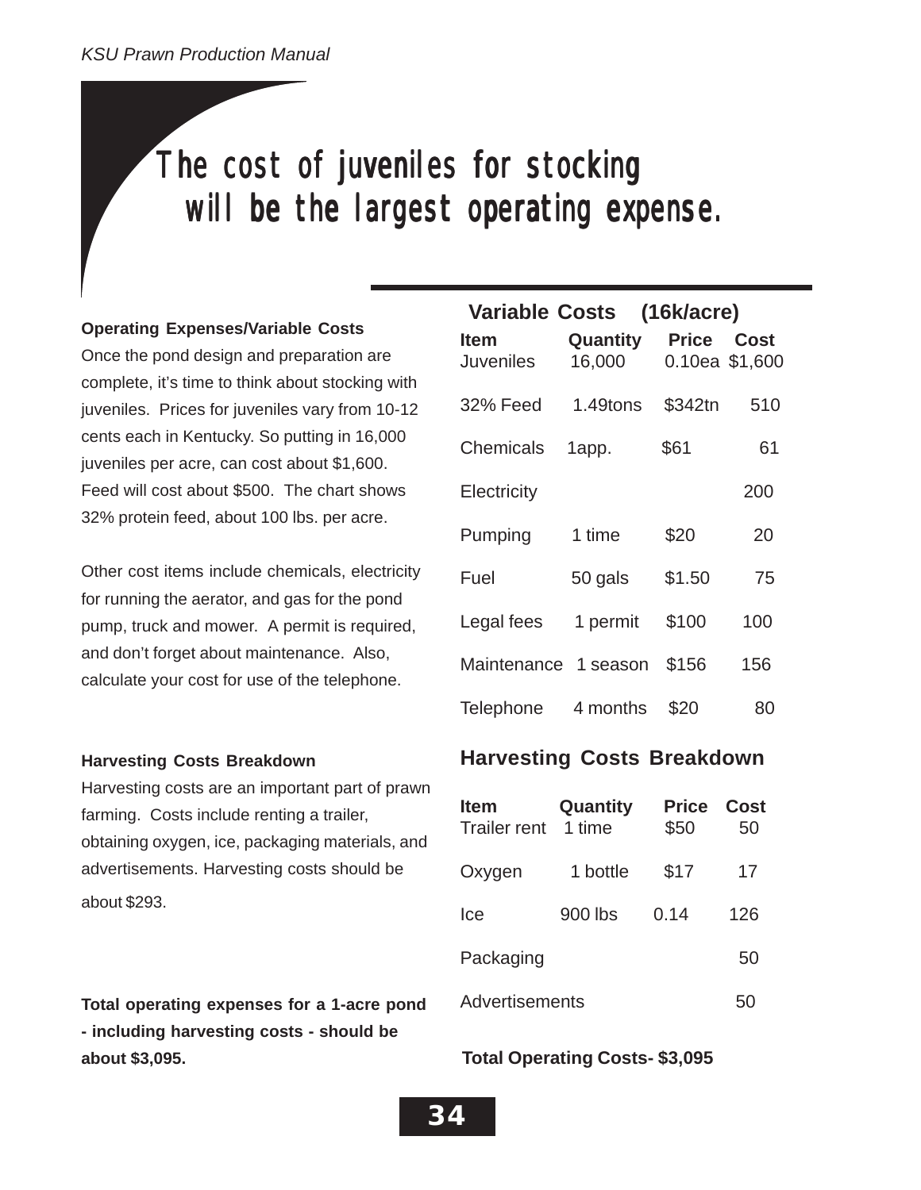# The cost of juveniles for stocking will be the largest operating expense.

**Operating Expenses/Variable Costs**

Once the pond design and preparation are complete, it's time to think about stocking with juveniles. Prices for juveniles vary from 10-12 cents each in Kentucky. So putting in 16,000 juveniles per acre, can cost about $1,600. Feed will cost about $500. The chart shows 32% protein feed, about 100 lbs. per acre.

Other cost items include chemicals, electricity for running the aerator, and gas for the pond pump, truck and mower. A permit is required, and don't forget about maintenance. Also, calculate your cost for use of the telephone.

**Variable Costs (16k/acre)**

| Item | Quantity | Price | Cost |
|---|---|---|---|
| Juveniles | 16,000 | 0.10ea | $1,600 |
| 32% Feed | 1.49tons | $342tn | 510 |
| Chemicals | 1app. | $61 | 61 |
| Electricity | | | 200 |
| Pumping | 1 time | $20 | 20 |
| Fuel | 50 gals | $1.50 | 75 |
| Legal fees | 1 permit | $100 | 100 |
| Maintenance | 1 season | $156 | 156 |
| Telephone | 4 months | $20 | 80 |

**Harvesting Costs Breakdown**

Harvesting costs are an important part of prawn farming. Costs include renting a trailer, obtaining oxygen, ice, packaging materials, and advertisements. Harvesting costs should be about $293.

## Harvesting Costs Breakdown

| Item | Quantity | Price | Cost |
|---|---|---|---|
| Trailer rent | 1 time | $50 | 50 |
| Oxygen | 1 bottle | $17 | 17 |
| Ice | 900 lbs | 0.14 | 126 |
| Packaging | | | 50 |
| Advertisements | | | 50 |

**Total Operating Costs- $3,095**

**Total operating expenses for a 1-acre pond - including harvesting costs - should be about $3,095.**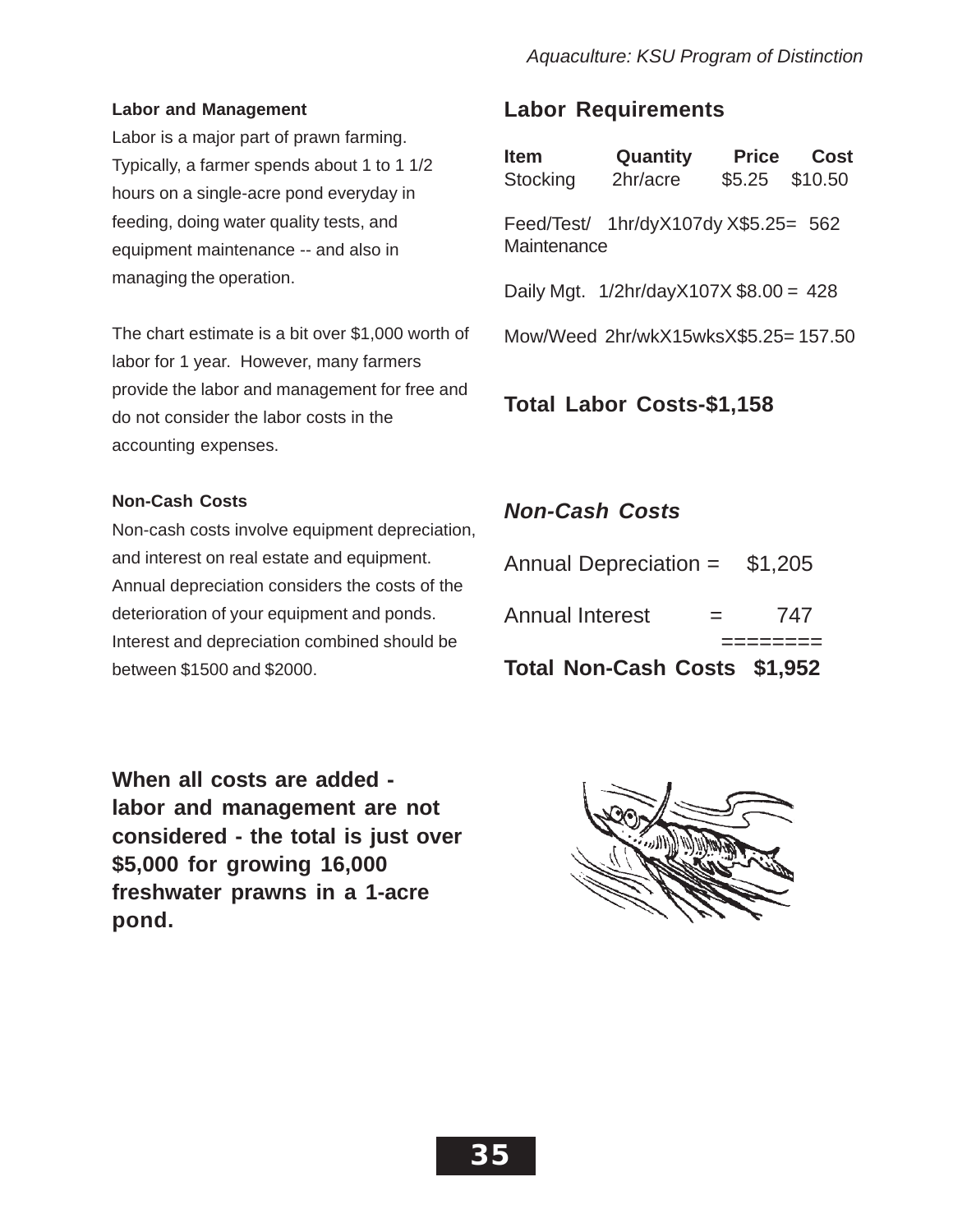### Labor and Management

Labor is a major part of prawn farming. Typically, a farmer spends about 1 to 1 1/2 hours on a single-acre pond everyday in feeding, doing water quality tests, and equipment maintenance -- and also in managing the operation.

The chart estimate is a bit over $1,000 worth of labor for 1 year. However, many farmers provide the labor and management for free and do not consider the labor costs in the accounting expenses.

## Labor Requirements

| Item | Quantity | Price | Cost |
|---|---|---|---|
| Stocking | 2hr/acre | $5.25 | $10.50 |

Feed/Test/Maintenance 1hr/dyX107dy X$5.25= 562

Daily Mgt. 1/2hr/dayX107X $8.00 = 428

Mow/Weed 2hr/wkX15wksX$5.25= 157.50

**Total Labor Costs-$1,158**

### Non-Cash Costs

Non-cash costs involve equipment depreciation, and interest on real estate and equipment. Annual depreciation considers the costs of the deterioration of your equipment and ponds. Interest and depreciation combined should be between $1500 and $2000.

## *Non-Cash Costs*

Annual Depreciation = $1,205

Annual Interest = 747

========

**Total Non-Cash Costs $1,952**

**When all costs are added - labor and management are not considered - the total is just over $5,000 for growing 16,000 freshwater prawns in a 1-acre pond.**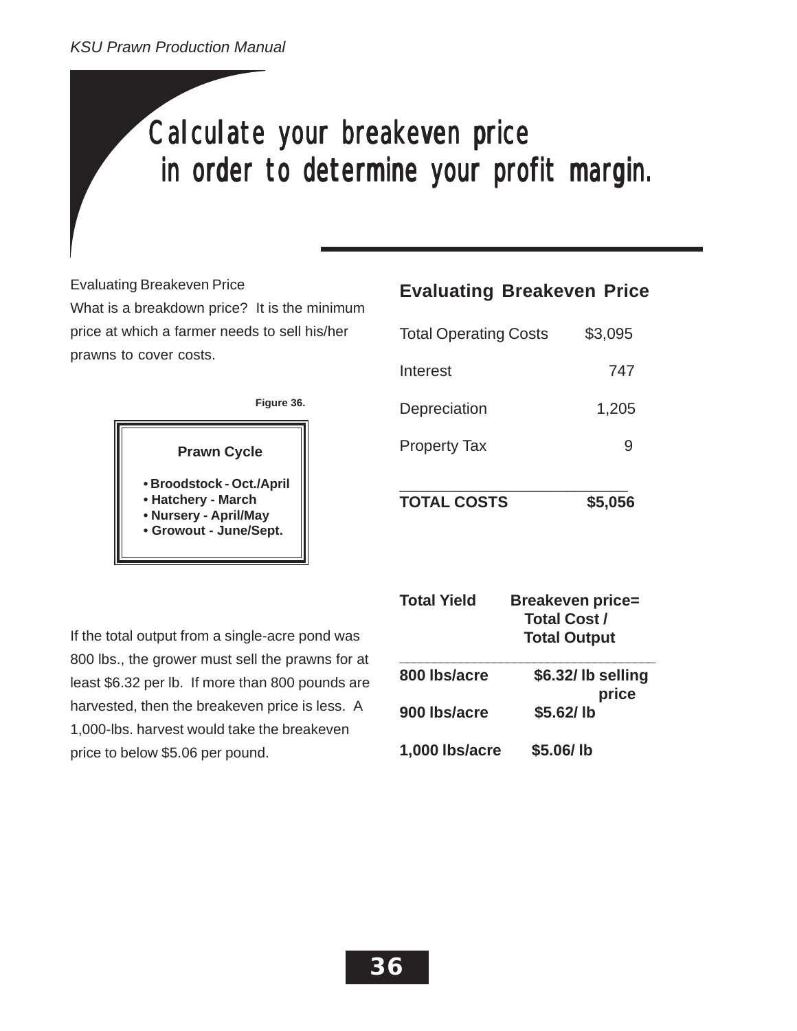# Calculate your breakeven price in order to determine your profit margin.

Evaluating Breakeven Price

What is a breakdown price? It is the minimum price at which a farmer needs to sell his/her prawns to cover costs.

Figure 36.

**Prawn Cycle**

- **Broodstock - Oct./April**
- **Hatchery - March**
- **Nursery - April/May**
- **Growout - June/Sept.**

If the total output from a single-acre pond was 800 lbs., the grower must sell the prawns for at least $6.32 per lb. If more than 800 pounds are harvested, then the breakeven price is less. A 1,000-lbs. harvest would take the breakeven price to below $5.06 per pound.

## Evaluating Breakeven Price

| | |
|---|---|
| Total Operating Costs | $3,095 |
| Interest | 747 |
| Depreciation | 1,205 |
| Property Tax | 9 |
| **TOTAL COSTS** | **$5,056** |

| **Total Yield** | **Breakeven price= Total Cost / Total Output** |
|---|---|
| **800 lbs/acre** | **$6.32/ lb selling price** |
| **900 lbs/acre** | **$5.62/ lb** |
| **1,000 lbs/acre** | **$5.06/ lb** |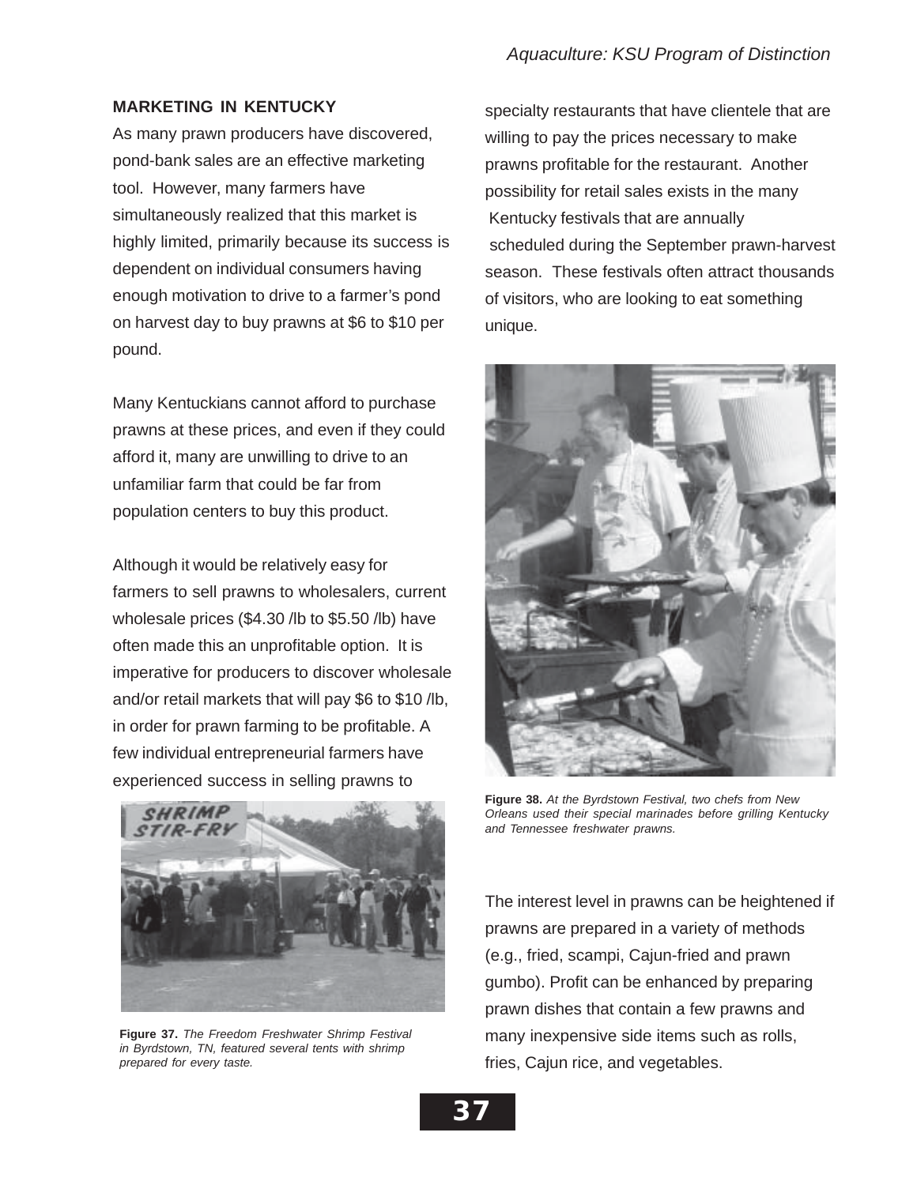## MARKETING IN KENTUCKY

As many prawn producers have discovered, pond-bank sales are an effective marketing tool. However, many farmers have simultaneously realized that this market is highly limited, primarily because its success is dependent on individual consumers having enough motivation to drive to a farmer's pond on harvest day to buy prawns at $6 to $10 per pound.

Many Kentuckians cannot afford to purchase prawns at these prices, and even if they could afford it, many are unwilling to drive to an unfamiliar farm that could be far from population centers to buy this product.

Although it would be relatively easy for farmers to sell prawns to wholesalers, current wholesale prices ($4.30 /lb to $5.50 /lb) have often made this an unprofitable option. It is imperative for producers to discover wholesale and/or retail markets that will pay $6 to $10 /lb, in order for prawn farming to be profitable. A few individual entrepreneurial farmers have experienced success in selling prawns to specialty restaurants that have clientele that are willing to pay the prices necessary to make prawns profitable for the restaurant. Another possibility for retail sales exists in the many Kentucky festivals that are annually scheduled during the September prawn-harvest season. These festivals often attract thousands of visitors, who are looking to eat something unique.

**Figure 37.** *The Freedom Freshwater Shrimp Festival in Byrdstown, TN, featured several tents with shrimp prepared for every taste.*

**Figure 38.** *At the Byrdstown Festival, two chefs from New Orleans used their special marinades before grilling Kentucky and Tennessee freshwater prawns.*

The interest level in prawns can be heightened if prawns are prepared in a variety of methods (e.g., fried, scampi, Cajun-fried and prawn gumbo). Profit can be enhanced by preparing prawn dishes that contain a few prawns and many inexpensive side items such as rolls, fries, Cajun rice, and vegetables.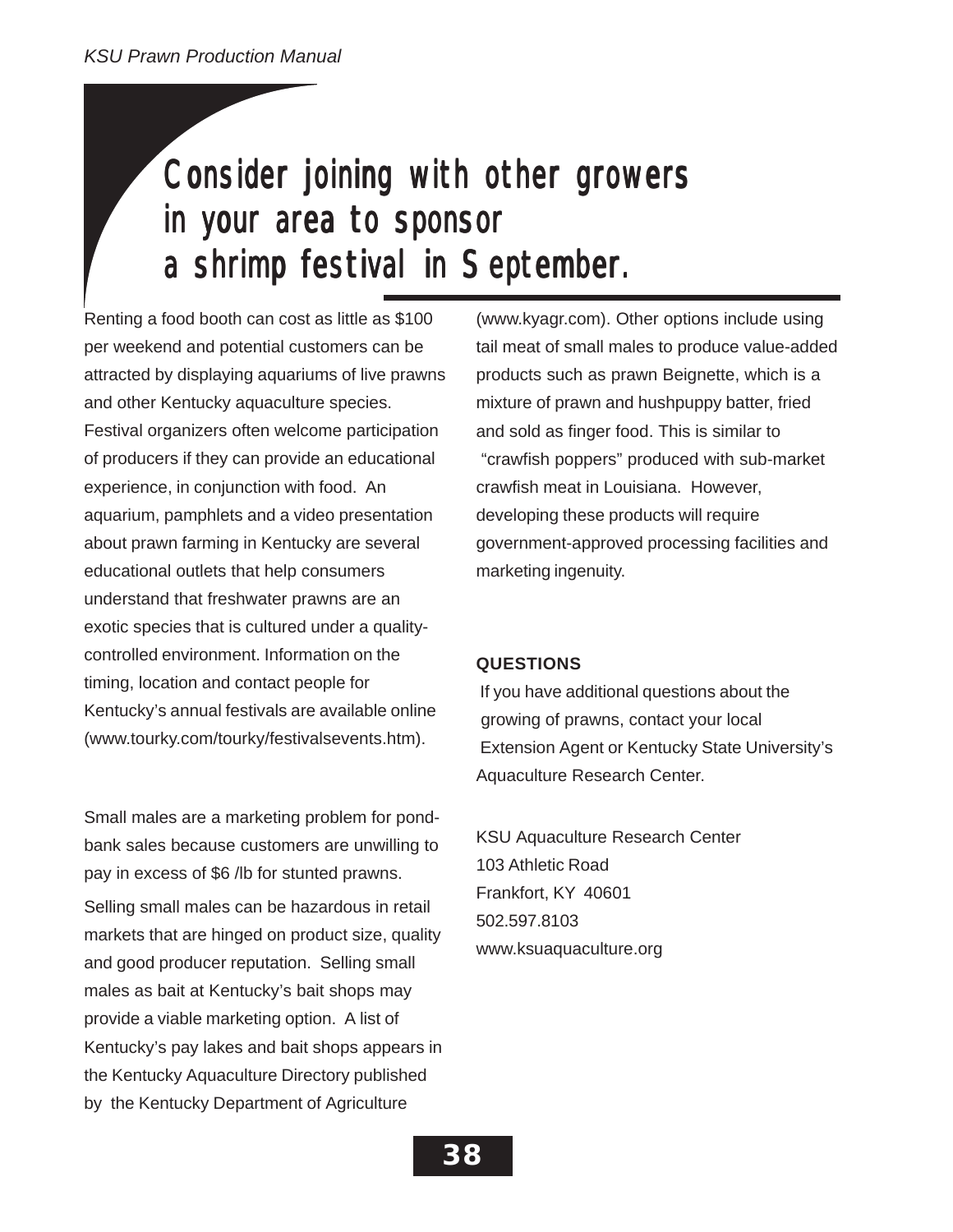# Consider joining with other growers in your area to sponsor a shrimp festival in September.

Renting a food booth can cost as little as $100 per weekend and potential customers can be attracted by displaying aquariums of live prawns and other Kentucky aquaculture species. Festival organizers often welcome participation of producers if they can provide an educational experience, in conjunction with food. An aquarium, pamphlets and a video presentation about prawn farming in Kentucky are several educational outlets that help consumers understand that freshwater prawns are an exotic species that is cultured under a quality-controlled environment. Information on the timing, location and contact people for Kentucky's annual festivals are available online (www.tourky.com/tourky/festivalsevents.htm).

Small males are a marketing problem for pond-bank sales because customers are unwilling to pay in excess of $6 /lb for stunted prawns. Selling small males can be hazardous in retail markets that are hinged on product size, quality and good producer reputation. Selling small males as bait at Kentucky's bait shops may provide a viable marketing option. A list of Kentucky's pay lakes and bait shops appears in the Kentucky Aquaculture Directory published by the Kentucky Department of Agriculture (www.kyagr.com). Other options include using tail meat of small males to produce value-added products such as prawn Beignette, which is a mixture of prawn and hushpuppy batter, fried and sold as finger food. This is similar to "crawfish poppers" produced with sub-market crawfish meat in Louisiana. However, developing these products will require government-approved processing facilities and marketing ingenuity.

**QUESTIONS**

If you have additional questions about the growing of prawns, contact your local Extension Agent or Kentucky State University's Aquaculture Research Center.

KSU Aquaculture Research Center
103 Athletic Road
Frankfort, KY 40601
502.597.8103
www.ksuaquaculture.org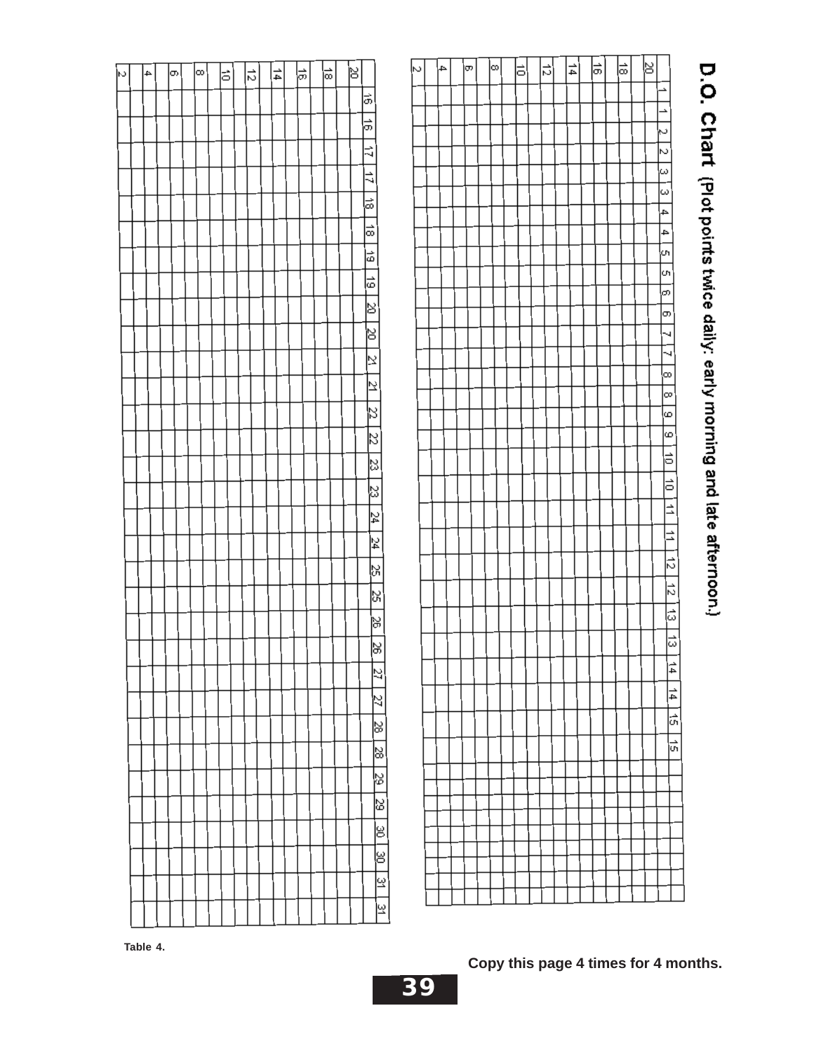# D.O. Chart (Plot points twice daily: early morning and late afternoon.)

| | 1 | 1 | 2 | 2 | 3 | 3 | 4 | 4 | 5 | 5 | 6 | 6 | 7 | 7 | 8 | 8 | 9 | 9 | 10 | 10 | 11 | 11 | 12 | 12 | 13 | 13 | 14 | 14 | 15 | 15 |
|---|---|---|---|---|---|---|---|---|---|---|---|---|---|---|---|---|---|---|---|---|---|---|---|---|---|---|---|---|---|---|
| 20 | | | | | | | | | | | | | | | | | | | | | | | | | | | | | | |
| | | | | | | | | | | | | | | | | | | | | | | | | | | | | | | |
| 18 | | | | | | | | | | | | | | | | | | | | | | | | | | | | | | |
| | | | | | | | | | | | | | | | | | | | | | | | | | | | | | | |
| 16 | | | | | | | | | | | | | | | | | | | | | | | | | | | | | | |
| | | | | | | | | | | | | | | | | | | | | | | | | | | | | | | |
| 14 | | | | | | | | | | | | | | | | | | | | | | | | | | | | | | |
| | | | | | | | | | | | | | | | | | | | | | | | | | | | | | | |
| 12 | | | | | | | | | | | | | | | | | | | | | | | | | | | | | | |
| | | | | | | | | | | | | | | | | | | | | | | | | | | | | | | |
| 10 | | | | | | | | | | | | | | | | | | | | | | | | | | | | | | |
| | | | | | | | | | | | | | | | | | | | | | | | | | | | | | | |
| 8 | | | | | | | | | | | | | | | | | | | | | | | | | | | | | | |
| | | | | | | | | | | | | | | | | | | | | | | | | | | | | | | |
| 6 | | | | | | | | | | | | | | | | | | | | | | | | | | | | | | |
| | | | | | | | | | | | | | | | | | | | | | | | | | | | | | | |
| 4 | | | | | | | | | | | | | | | | | | | | | | | | | | | | | | |
| | | | | | | | | | | | | | | | | | | | | | | | | | | | | | | |
| 2 | | | | | | | | | | | | | | | | | | | | | | | | | | | | | | |
| | | | | | | | | | | | | | | | | | | | | | | | | | | | | | | |

| | 16 | 16 | 17 | 17 | 18 | 18 | 19 | 19 | 20 | 20 | 21 | 21 | 22 | 22 | 23 | 23 | 24 | 24 | 25 | 25 | 26 | 26 | 27 | 27 | 28 | 28 | 29 | 29 | 30 | 30 | 31 | 31 |
|---|---|---|---|---|---|---|---|---|---|---|---|---|---|---|---|---|---|---|---|---|---|---|---|---|---|---|---|---|---|---|---|---|
| 20 | | | | | | | | | | | | | | | | | | | | | | | | | | | | | | | | |
| | | | | | | | | | | | | | | | | | | | | | | | | | | | | | | | | |
| 18 | | | | | | | | | | | | | | | | | | | | | | | | | | | | | | | | |
| | | | | | | | | | | | | | | | | | | | | | | | | | | | | | | | | |
| 16 | | | | | | | | | | | | | | | | | | | | | | | | | | | | | | | | |
| | | | | | | | | | | | | | | | | | | | | | | | | | | | | | | | | |
| 14 | | | | | | | | | | | | | | | | | | | | | | | | | | | | | | | | |
| | | | | | | | | | | | | | | | | | | | | | | | | | | | | | | | | |
| 12 | | | | | | | | | | | | | | | | | | | | | | | | | | | | | | | | |
| | | | | | | | | | | | | | | | | | | | | | | | | | | | | | | | | |
| 10 | | | | | | | | | | | | | | | | | | | | | | | | | | | | | | | | |
| | | | | | | | | | | | | | | | | | | | | | | | | | | | | | | | | |
| 8 | | | | | | | | | | | | | | | | | | | | | | | | | | | | | | | | |
| | | | | | | | | | | | | | | | | | | | | | | | | | | | | | | | | |
| 6 | | | | | | | | | | | | | | | | | | | | | | | | | | | | | | | | |
| | | | | | | | | | | | | | | | | | | | | | | | | | | | | | | | | |
| 4 | | | | | | | | | | | | | | | | | | | | | | | | | | | | | | | | |
| | | | | | | | | | | | | | | | | | | | | | | | | | | | | | | | | |
| 2 | | | | | | | | | | | | | | | | | | | | | | | | | | | | | | | | |
| | | | | | | | | | | | | | | | | | | | | | | | | | | | | | | | | |

**Table 4.**

**Copy this page 4 times for 4 months.**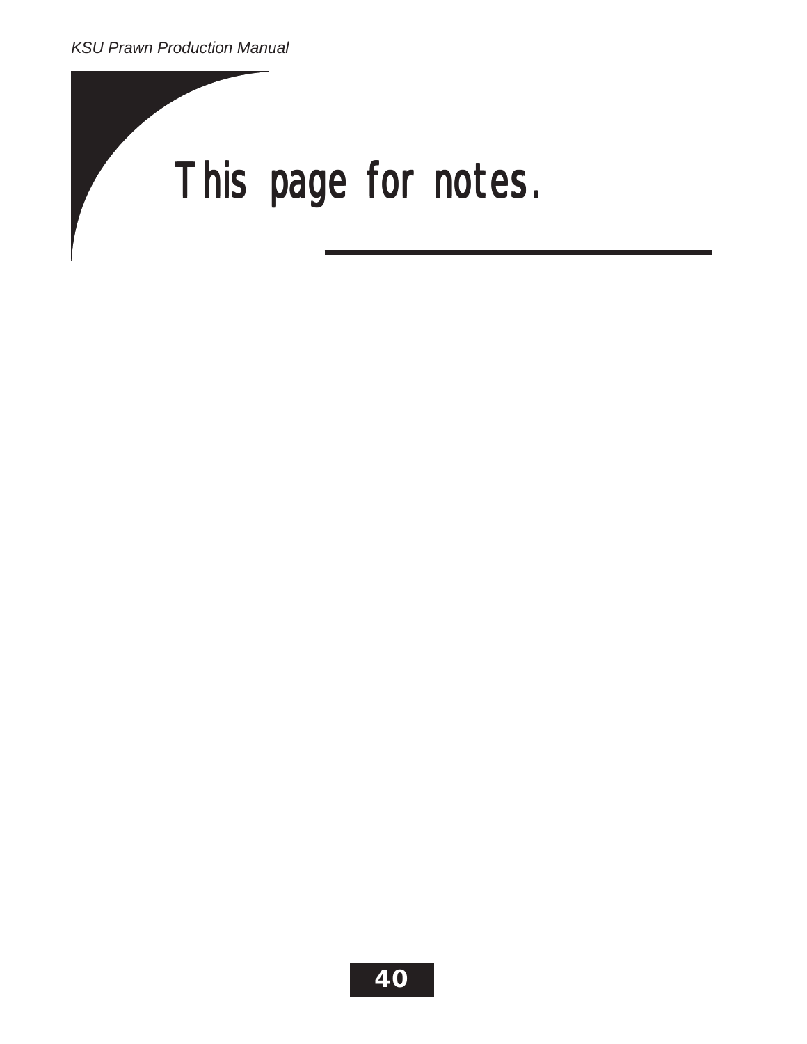# This page for notes.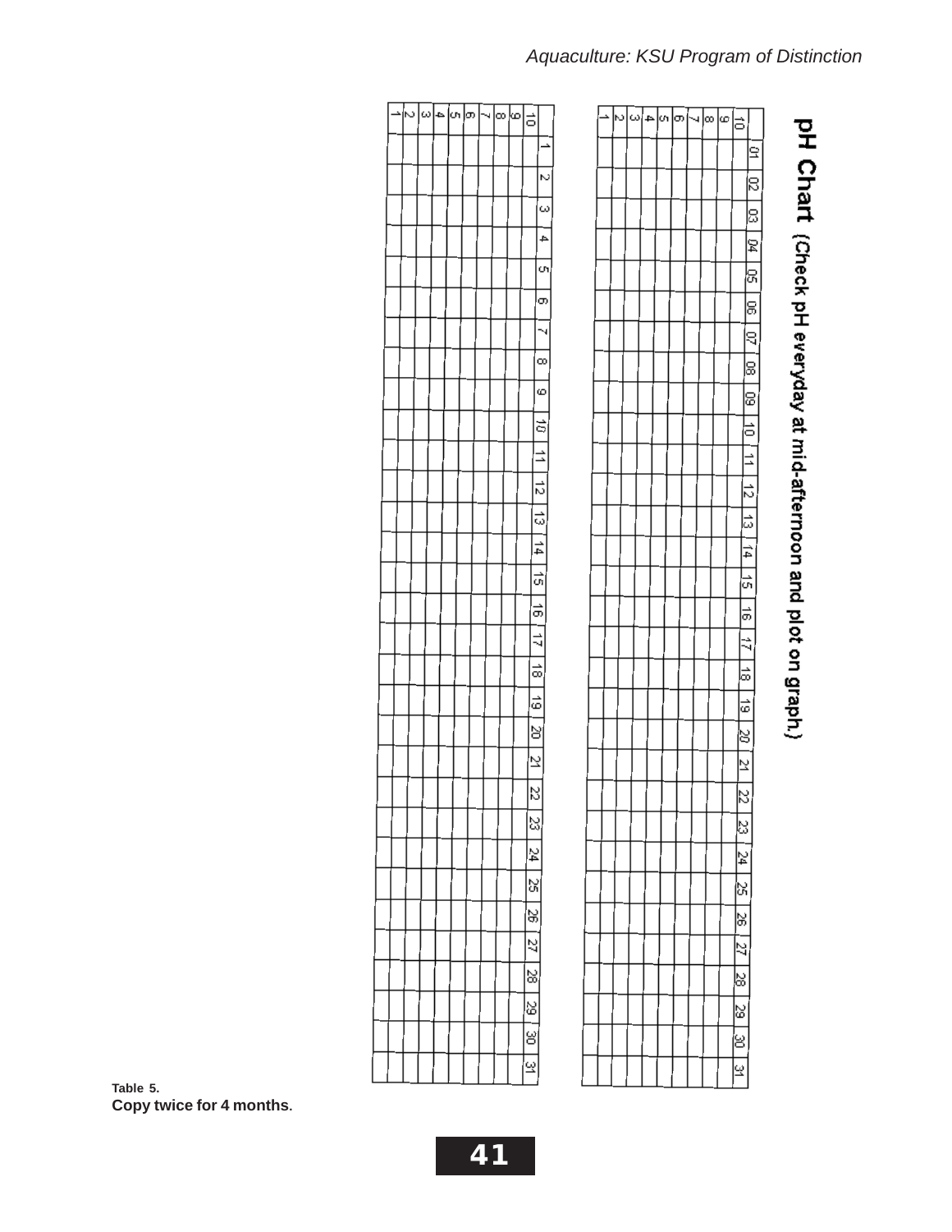# pH Chart (Check pH everyday at mid-afternoon and plot on graph.)

| | 01 | 02 | 03 | 04 | 05 | 06 | 07 | 08 | 09 | 10 | 11 | 12 | 13 | 14 | 15 | 16 | 17 | 18 | 19 | 20 | 21 | 22 | 23 | 24 | 25 | 26 | 27 | 28 | 29 | 30 | 31 |
|---|---|---|---|---|---|---|---|---|---|---|---|---|---|---|---|---|---|---|---|---|---|---|---|---|---|---|---|---|---|---|---|
| 10 | | | | | | | | | | | | | | | | | | | | | | | | | | | | | | | |
| 9 | | | | | | | | | | | | | | | | | | | | | | | | | | | | | | | |
| 8 | | | | | | | | | | | | | | | | | | | | | | | | | | | | | | | |
| 7 | | | | | | | | | | | | | | | | | | | | | | | | | | | | | | | |
| 6 | | | | | | | | | | | | | | | | | | | | | | | | | | | | | | | |
| 5 | | | | | | | | | | | | | | | | | | | | | | | | | | | | | | | |
| 4 | | | | | | | | | | | | | | | | | | | | | | | | | | | | | | | |
| 3 | | | | | | | | | | | | | | | | | | | | | | | | | | | | | | | |
| 2 | | | | | | | | | | | | | | | | | | | | | | | | | | | | | | | |
| 1 | | | | | | | | | | | | | | | | | | | | | | | | | | | | | | | |

| | 1 | 2 | 3 | 4 | 5 | 6 | 7 | 8 | 9 | 10 | 11 | 12 | 13 | 14 | 15 | 16 | 17 | 18 | 19 | 20 | 21 | 22 | 23 | 24 | 25 | 26 | 27 | 28 | 29 | 30 | 31 |
|---|---|---|---|---|---|---|---|---|---|---|---|---|---|---|---|---|---|---|---|---|---|---|---|---|---|---|---|---|---|---|---|
| 10 | | | | | | | | | | | | | | | | | | | | | | | | | | | | | | | |
| 9 | | | | | | | | | | | | | | | | | | | | | | | | | | | | | | | |
| 8 | | | | | | | | | | | | | | | | | | | | | | | | | | | | | | | |
| 7 | | | | | | | | | | | | | | | | | | | | | | | | | | | | | | | |
| 6 | | | | | | | | | | | | | | | | | | | | | | | | | | | | | | | |
| 5 | | | | | | | | | | | | | | | | | | | | | | | | | | | | | | | |
| 4 | | | | | | | | | | | | | | | | | | | | | | | | | | | | | | | |
| 3 | | | | | | | | | | | | | | | | | | | | | | | | | | | | | | | |
| 2 | | | | | | | | | | | | | | | | | | | | | | | | | | | | | | | |
| 1 | | | | | | | | | | | | | | | | | | | | | | | | | | | | | | | |

**Table 5.**
**Copy twice for 4 months.**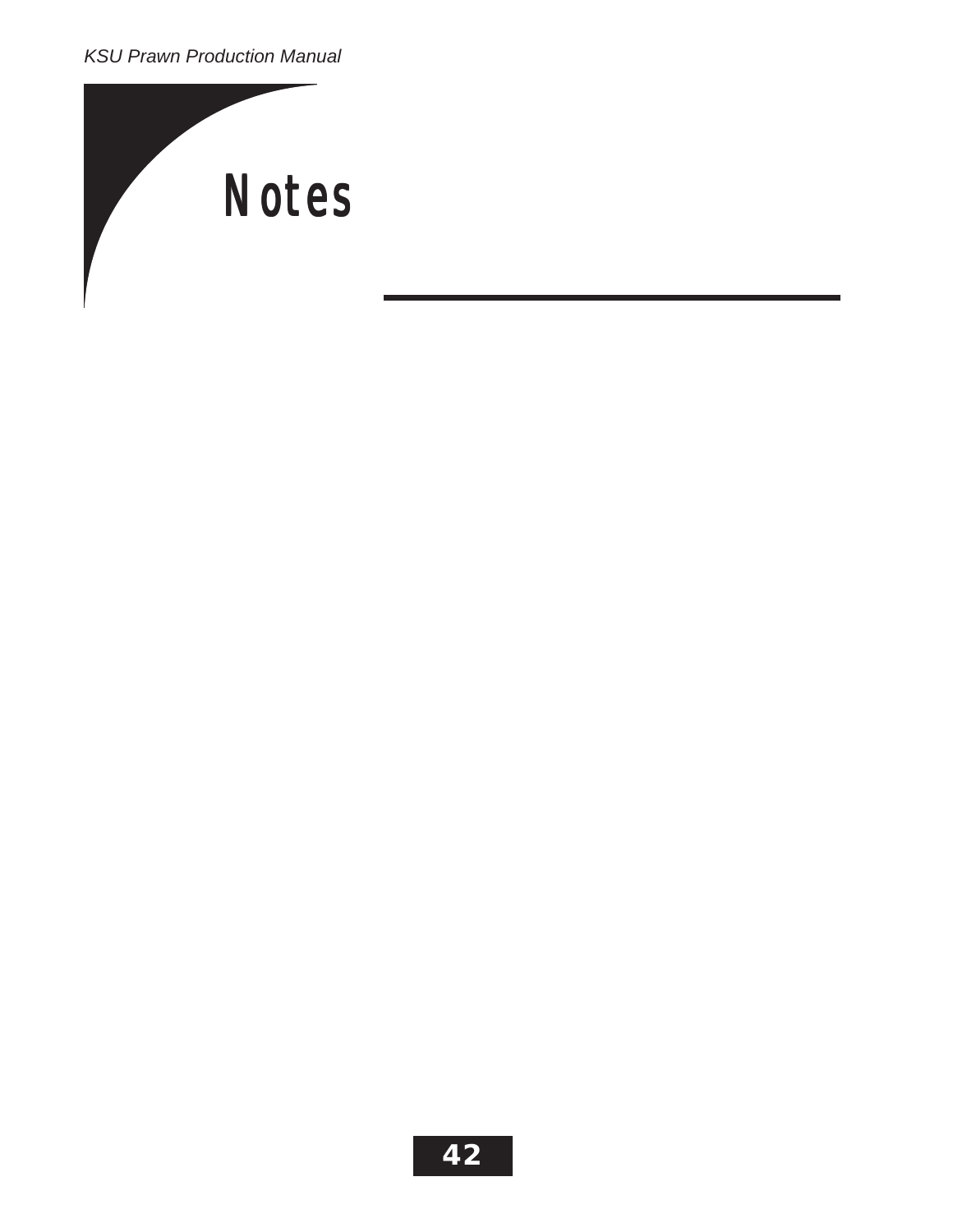# Notes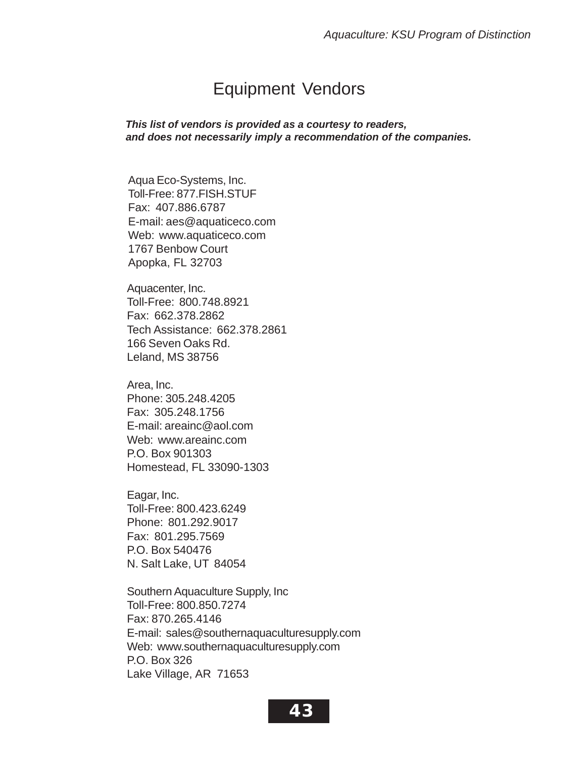# Equipment Vendors

***This list of vendors is provided as a courtesy to readers, and does not necessarily imply a recommendation of the companies.***

Aqua Eco-Systems, Inc.
Toll-Free: 877.FISH.STUF
Fax: 407.886.6787
E-mail: aes@aquaticeco.com
Web: www.aquaticeco.com
1767 Benbow Court
Apopka, FL 32703

Aquacenter, Inc.
Toll-Free: 800.748.8921
Fax: 662.378.2862
Tech Assistance: 662.378.2861
166 Seven Oaks Rd.
Leland, MS 38756

Area, Inc.
Phone: 305.248.4205
Fax: 305.248.1756
E-mail: areainc@aol.com
Web: www.areainc.com
P.O. Box 901303
Homestead, FL 33090-1303

Eagar, Inc.
Toll-Free: 800.423.6249
Phone: 801.292.9017
Fax: 801.295.7569
P.O. Box 540476
N. Salt Lake, UT 84054

Southern Aquaculture Supply, Inc
Toll-Free: 800.850.7274
Fax: 870.265.4146
E-mail: sales@southernaquaculturesupply.com
Web: www.southernaquaculturesupply.com
P.O. Box 326
Lake Village, AR 71653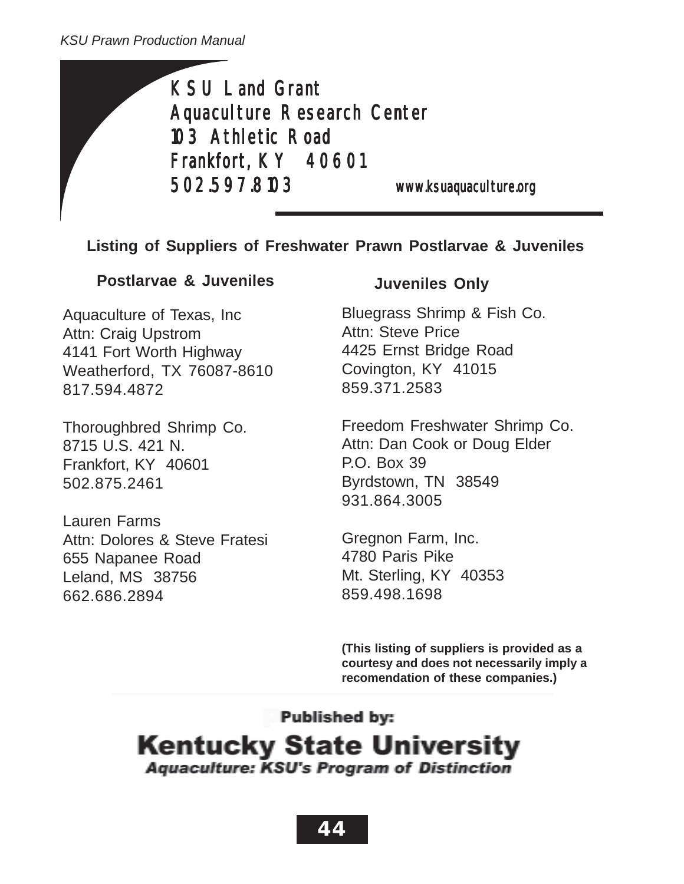KSU Land Grant
Aquaculture Research Center
103 Athletic Road
Frankfort, KY 40601
502.597.8103

www.ksuaquaculture.org

## Listing of Suppliers of Freshwater Prawn Postlarvae & Juveniles

### Postlarvae & Juveniles

Aquaculture of Texas, Inc
Attn: Craig Upstrom
4141 Fort Worth Highway
Weatherford, TX 76087-8610
817.594.4872

Thoroughbred Shrimp Co.
8715 U.S. 421 N.
Frankfort, KY 40601
502.875.2461

Lauren Farms
Attn: Dolores & Steve Fratesi
655 Napanee Road
Leland, MS 38756
662.686.2894

### Juveniles Only

Bluegrass Shrimp & Fish Co.
Attn: Steve Price
4425 Ernst Bridge Road
Covington, KY 41015
859.371.2583

Freedom Freshwater Shrimp Co.
Attn: Dan Cook or Doug Elder
P.O. Box 39
Byrdstown, TN 38549
931.864.3005

Gregnon Farm, Inc.
4780 Paris Pike
Mt. Sterling, KY 40353
859.498.1698

**(This listing of suppliers is provided as a courtesy and does not necessarily imply a recomendation of these companies.)**

**Published by:**

**Kentucky State University**

***Aquaculture: KSU's Program of Distinction***